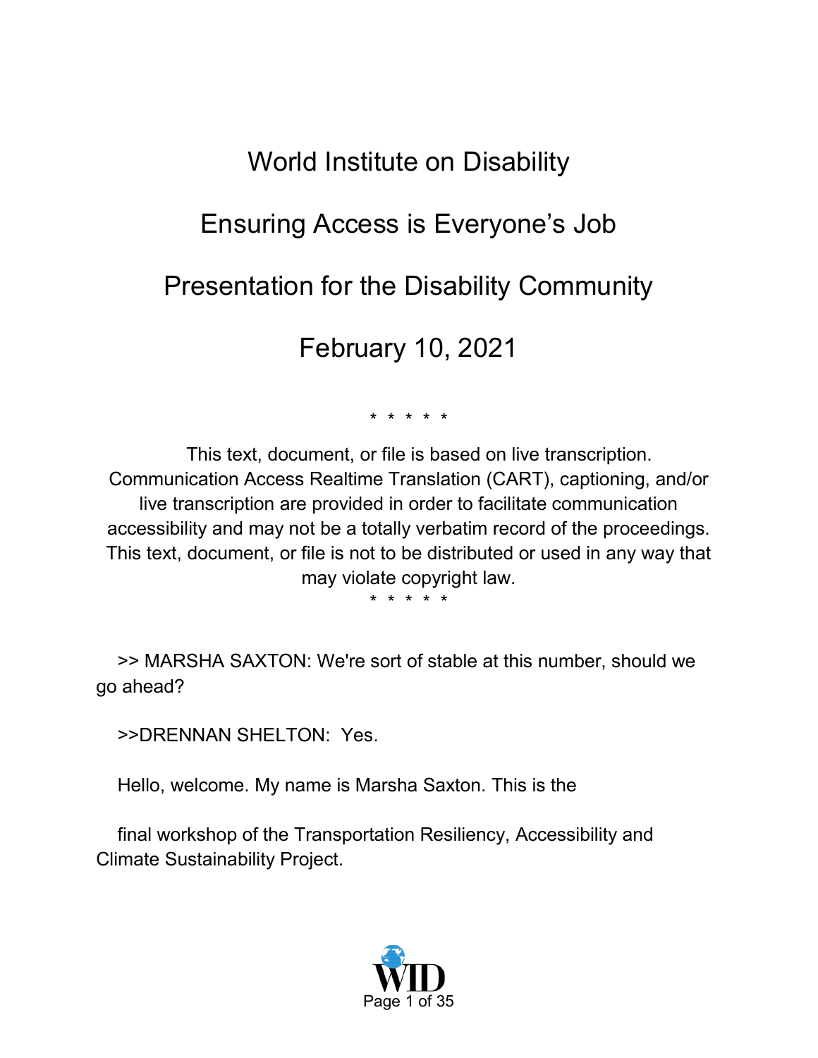# World Institute on Disability

## Ensuring Access is Everyone's Job

## Presentation for the Disability Community

## February 10, 2021

\* \* \* \* \*

This text, document, or file is based on live transcription. Communication Access Realtime Translation (CART), captioning, and/or live transcription are provided in order to facilitate communication accessibility and may not be a totally verbatim record of the proceedings. This text, document, or file is not to be distributed or used in any way that may violate copyright law.

\* \* \* \* \*

>> MARSHA SAXTON: We're sort of stable at this number, should we go ahead?

>>DRENNAN SHELTON: Yes.

Hello, welcome. My name is Marsha Saxton. This is the

final workshop of the Transportation Resiliency, Accessibility and Climate Sustainability Project.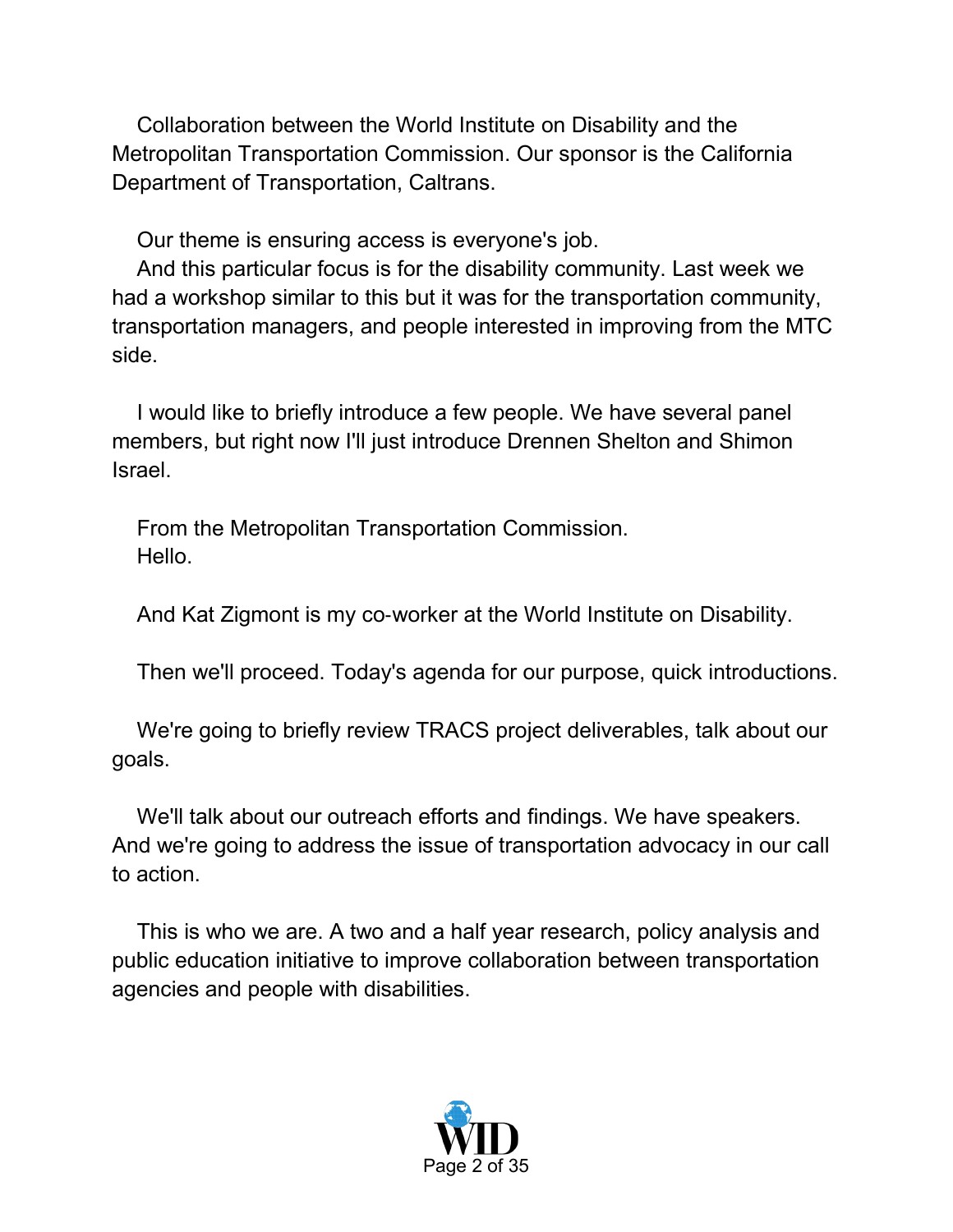Collaboration between the World Institute on Disability and the Metropolitan Transportation Commission. Our sponsor is the California Department of Transportation, Caltrans.

Our theme is ensuring access is everyone's job.

And this particular focus is for the disability community. Last week we had a workshop similar to this but it was for the transportation community, transportation managers, and people interested in improving from the MTC side.

I would like to briefly introduce a few people. We have several panel members, but right now I'll just introduce Drennen Shelton and Shimon Israel.

From the Metropolitan Transportation Commission.
Hello.

And Kat Zigmont is my co-worker at the World Institute on Disability.

Then we'll proceed. Today's agenda for our purpose, quick introductions.

We're going to briefly review TRACS project deliverables, talk about our goals.

We'll talk about our outreach efforts and findings. We have speakers. And we're going to address the issue of transportation advocacy in our call to action.

This is who we are. A two and a half year research, policy analysis and public education initiative to improve collaboration between transportation agencies and people with disabilities.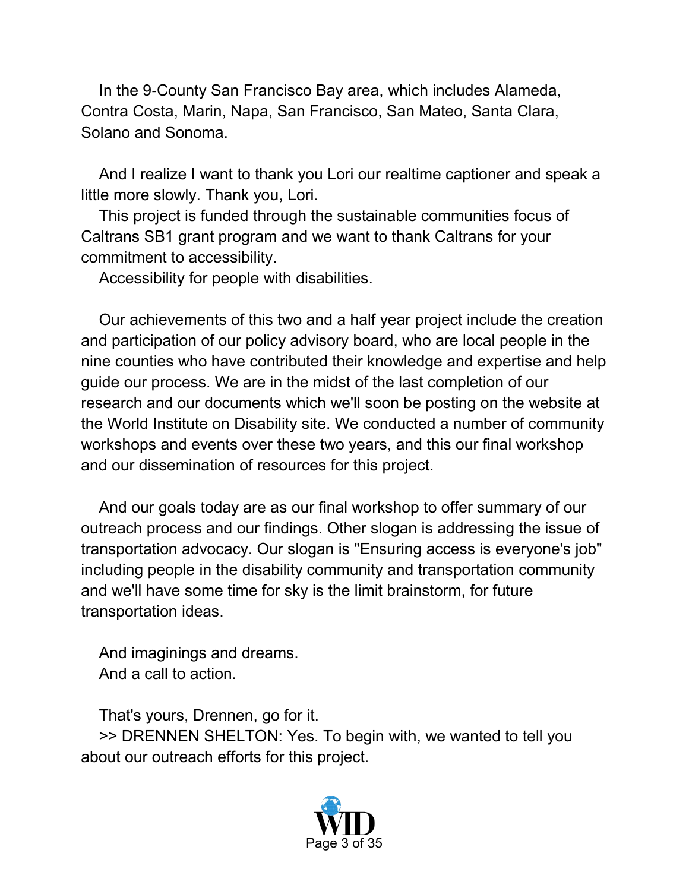In the 9-County San Francisco Bay area, which includes Alameda, Contra Costa, Marin, Napa, San Francisco, San Mateo, Santa Clara, Solano and Sonoma.

And I realize I want to thank you Lori our realtime captioner and speak a little more slowly. Thank you, Lori.

This project is funded through the sustainable communities focus of Caltrans SB1 grant program and we want to thank Caltrans for your commitment to accessibility.

Accessibility for people with disabilities.

Our achievements of this two and a half year project include the creation and participation of our policy advisory board, who are local people in the nine counties who have contributed their knowledge and expertise and help guide our process. We are in the midst of the last completion of our research and our documents which we'll soon be posting on the website at the World Institute on Disability site. We conducted a number of community workshops and events over these two years, and this our final workshop and our dissemination of resources for this project.

And our goals today are as our final workshop to offer summary of our outreach process and our findings. Other slogan is addressing the issue of transportation advocacy. Our slogan is "Ensuring access is everyone's job" including people in the disability community and transportation community and we'll have some time for sky is the limit brainstorm, for future transportation ideas.

And imaginings and dreams.

And a call to action.

That's yours, Drennen, go for it.

>> DRENNEN SHELTON: Yes. To begin with, we wanted to tell you about our outreach efforts for this project.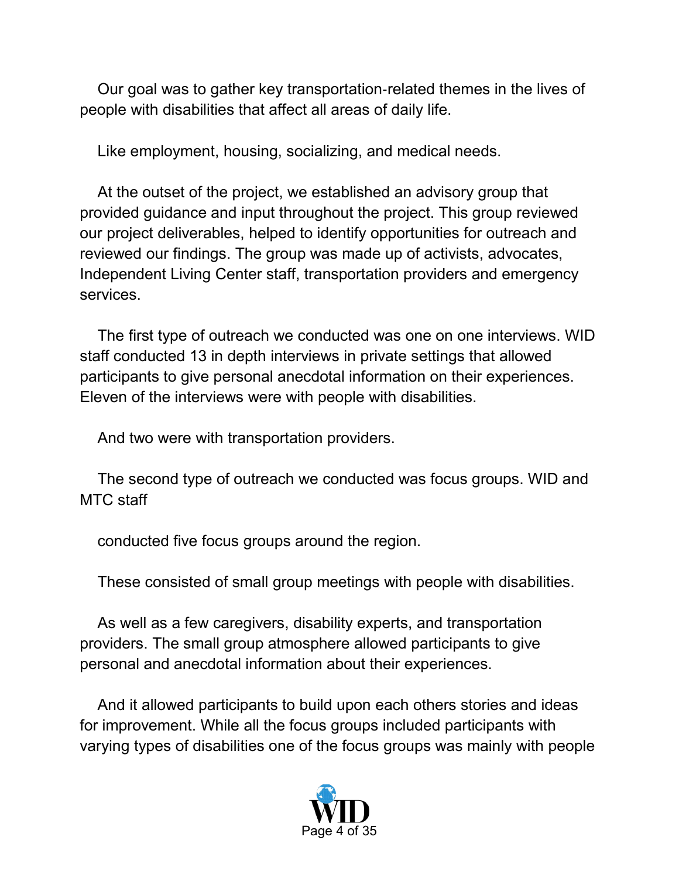Our goal was to gather key transportation-related themes in the lives of people with disabilities that affect all areas of daily life.

Like employment, housing, socializing, and medical needs.

At the outset of the project, we established an advisory group that provided guidance and input throughout the project. This group reviewed our project deliverables, helped to identify opportunities for outreach and reviewed our findings. The group was made up of activists, advocates, Independent Living Center staff, transportation providers and emergency services.

The first type of outreach we conducted was one on one interviews. WID staff conducted 13 in depth interviews in private settings that allowed participants to give personal anecdotal information on their experiences. Eleven of the interviews were with people with disabilities.

And two were with transportation providers.

The second type of outreach we conducted was focus groups. WID and MTC staff

conducted five focus groups around the region.

These consisted of small group meetings with people with disabilities.

As well as a few caregivers, disability experts, and transportation providers. The small group atmosphere allowed participants to give personal and anecdotal information about their experiences.

And it allowed participants to build upon each others stories and ideas for improvement. While all the focus groups included participants with varying types of disabilities one of the focus groups was mainly with people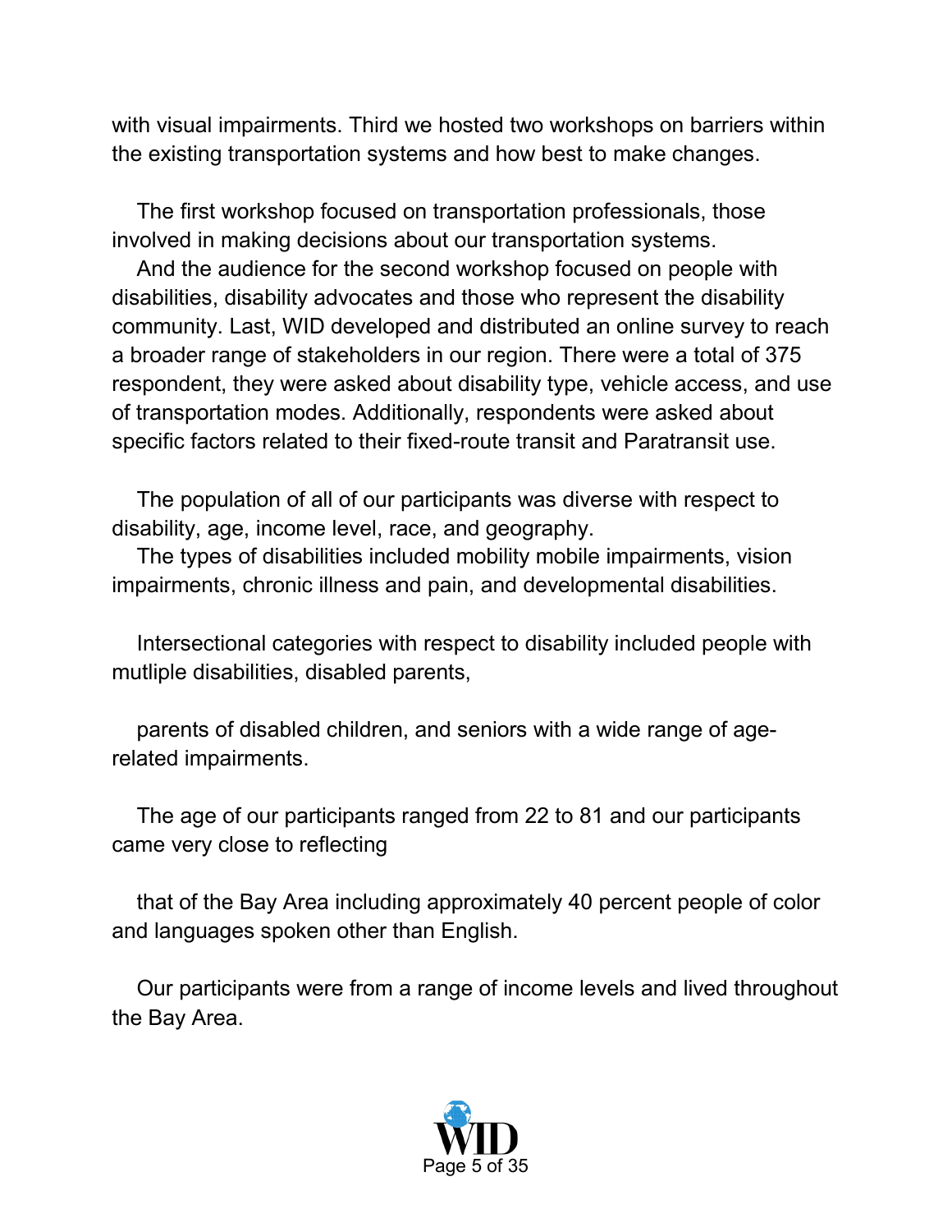with visual impairments. Third we hosted two workshops on barriers within the existing transportation systems and how best to make changes.

The first workshop focused on transportation professionals, those involved in making decisions about our transportation systems.

And the audience for the second workshop focused on people with disabilities, disability advocates and those who represent the disability community. Last, WID developed and distributed an online survey to reach a broader range of stakeholders in our region. There were a total of 375 respondent, they were asked about disability type, vehicle access, and use of transportation modes. Additionally, respondents were asked about specific factors related to their fixed-route transit and Paratransit use.

The population of all of our participants was diverse with respect to disability, age, income level, race, and geography.

The types of disabilities included mobility mobile impairments, vision impairments, chronic illness and pain, and developmental disabilities.

Intersectional categories with respect to disability included people with mutliple disabilities, disabled parents,

parents of disabled children, and seniors with a wide range of age-related impairments.

The age of our participants ranged from 22 to 81 and our participants came very close to reflecting

that of the Bay Area including approximately 40 percent people of color and languages spoken other than English.

Our participants were from a range of income levels and lived throughout the Bay Area.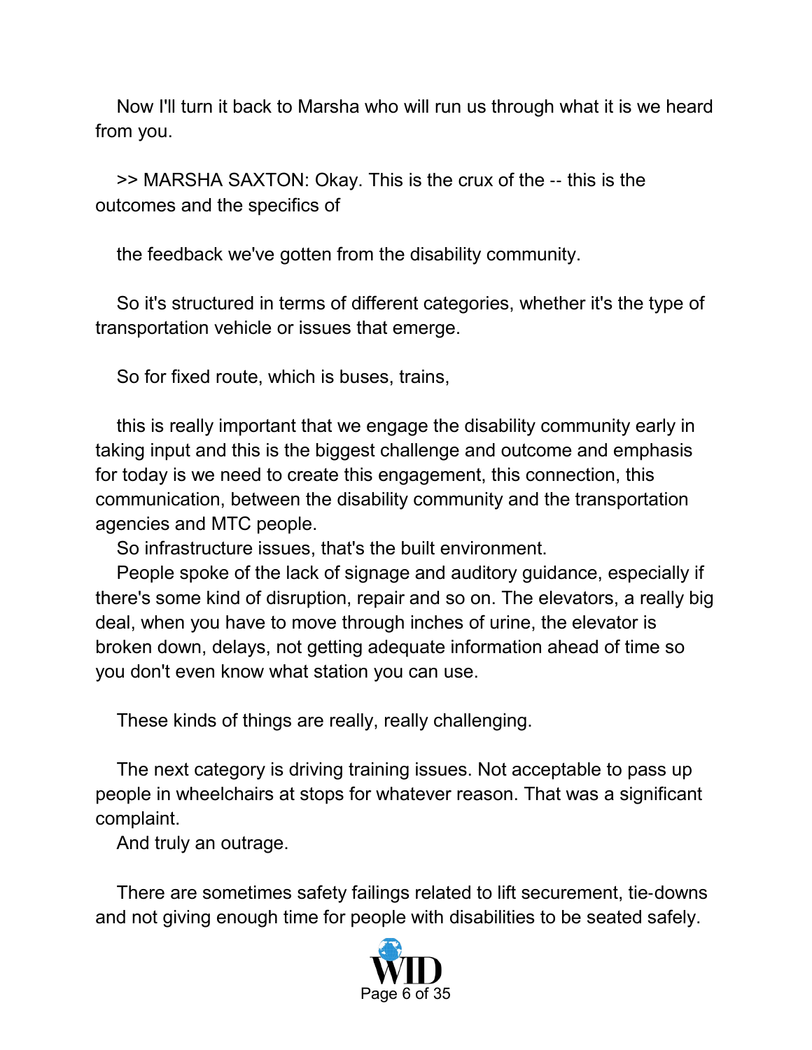Now I'll turn it back to Marsha who will run us through what it is we heard from you.

>> MARSHA SAXTON: Okay. This is the crux of the -- this is the outcomes and the specifics of

the feedback we've gotten from the disability community.

So it's structured in terms of different categories, whether it's the type of transportation vehicle or issues that emerge.

So for fixed route, which is buses, trains,

this is really important that we engage the disability community early in taking input and this is the biggest challenge and outcome and emphasis for today is we need to create this engagement, this connection, this communication, between the disability community and the transportation agencies and MTC people.

So infrastructure issues, that's the built environment.

People spoke of the lack of signage and auditory guidance, especially if there's some kind of disruption, repair and so on. The elevators, a really big deal, when you have to move through inches of urine, the elevator is broken down, delays, not getting adequate information ahead of time so you don't even know what station you can use.

These kinds of things are really, really challenging.

The next category is driving training issues. Not acceptable to pass up people in wheelchairs at stops for whatever reason. That was a significant complaint.

And truly an outrage.

There are sometimes safety failings related to lift securement, tie-downs and not giving enough time for people with disabilities to be seated safely.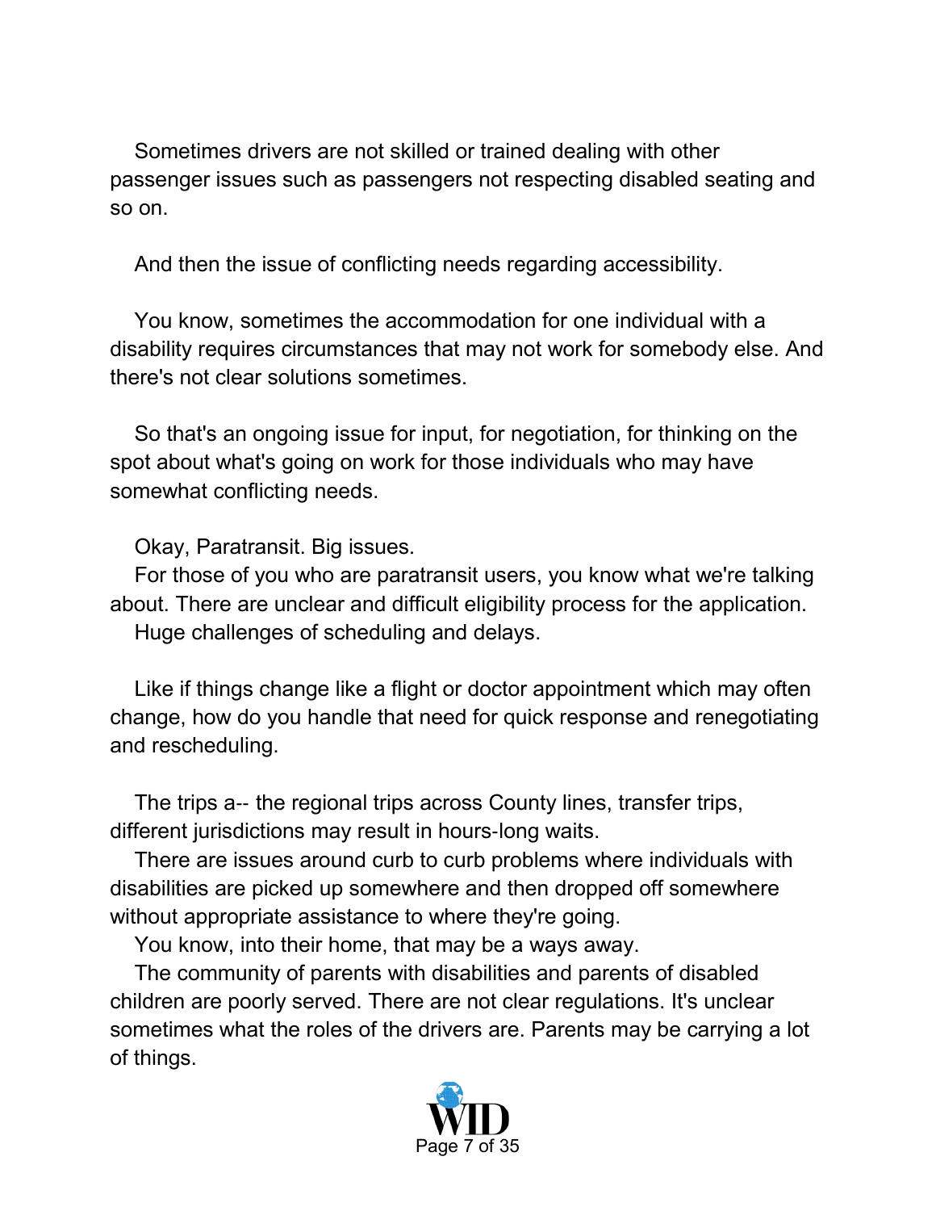Sometimes drivers are not skilled or trained dealing with other passenger issues such as passengers not respecting disabled seating and so on.

And then the issue of conflicting needs regarding accessibility.

You know, sometimes the accommodation for one individual with a disability requires circumstances that may not work for somebody else. And there's not clear solutions sometimes.

So that's an ongoing issue for input, for negotiation, for thinking on the spot about what's going on work for those individuals who may have somewhat conflicting needs.

Okay, Paratransit. Big issues.

For those of you who are paratransit users, you know what we're talking about. There are unclear and difficult eligibility process for the application.

Huge challenges of scheduling and delays.

Like if things change like a flight or doctor appointment which may often change, how do you handle that need for quick response and renegotiating and rescheduling.

The trips a-- the regional trips across County lines, transfer trips, different jurisdictions may result in hours-long waits.

There are issues around curb to curb problems where individuals with disabilities are picked up somewhere and then dropped off somewhere without appropriate assistance to where they're going.

You know, into their home, that may be a ways away.

The community of parents with disabilities and parents of disabled children are poorly served. There are not clear regulations. It's unclear sometimes what the roles of the drivers are. Parents may be carrying a lot of things.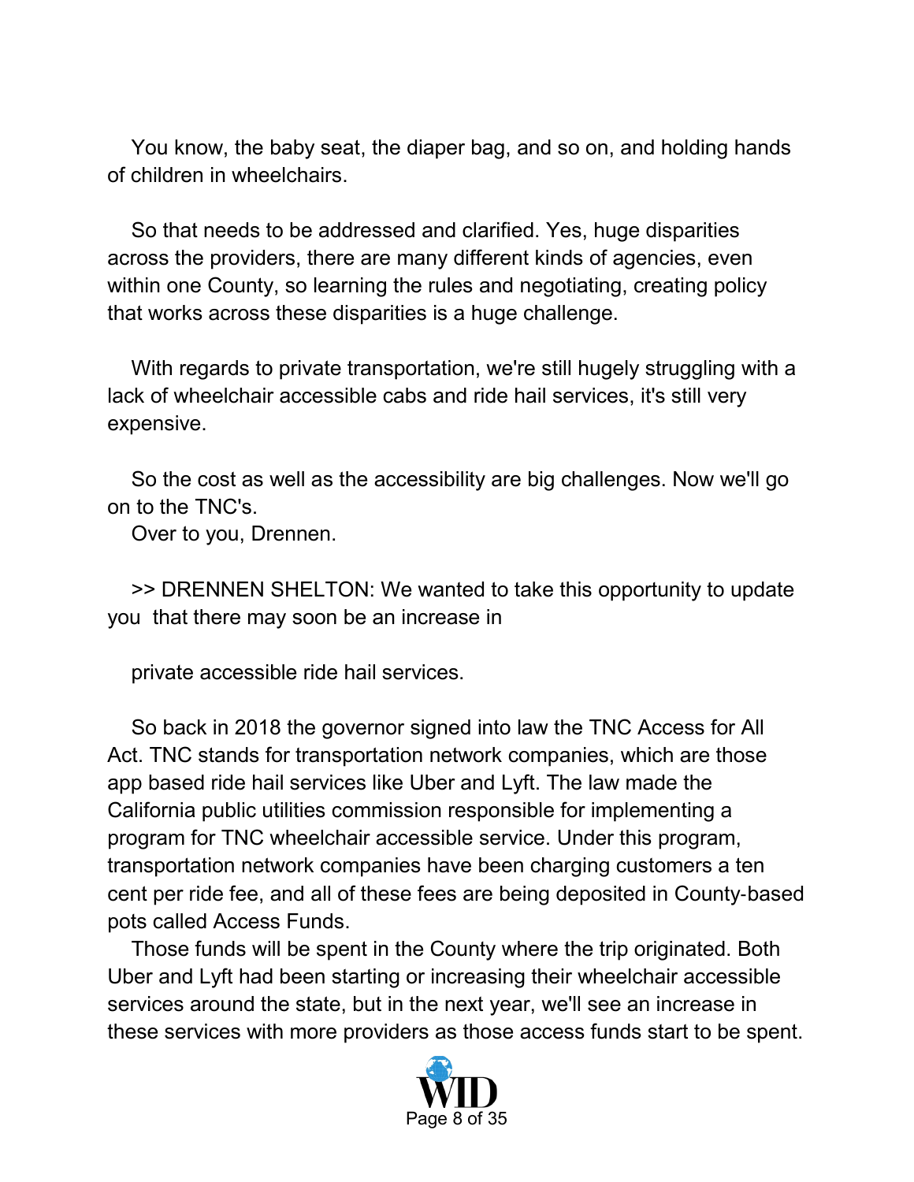You know, the baby seat, the diaper bag, and so on, and holding hands of children in wheelchairs.

So that needs to be addressed and clarified. Yes, huge disparities across the providers, there are many different kinds of agencies, even within one County, so learning the rules and negotiating, creating policy that works across these disparities is a huge challenge.

With regards to private transportation, we're still hugely struggling with a lack of wheelchair accessible cabs and ride hail services, it's still very expensive.

So the cost as well as the accessibility are big challenges. Now we'll go on to the TNC's.
Over to you, Drennen.

>> DRENNEN SHELTON: We wanted to take this opportunity to update you that there may soon be an increase in

private accessible ride hail services.

So back in 2018 the governor signed into law the TNC Access for All Act. TNC stands for transportation network companies, which are those app based ride hail services like Uber and Lyft. The law made the California public utilities commission responsible for implementing a program for TNC wheelchair accessible service. Under this program, transportation network companies have been charging customers a ten cent per ride fee, and all of these fees are being deposited in County-based pots called Access Funds.
Those funds will be spent in the County where the trip originated. Both Uber and Lyft had been starting or increasing their wheelchair accessible services around the state, but in the next year, we'll see an increase in these services with more providers as those access funds start to be spent.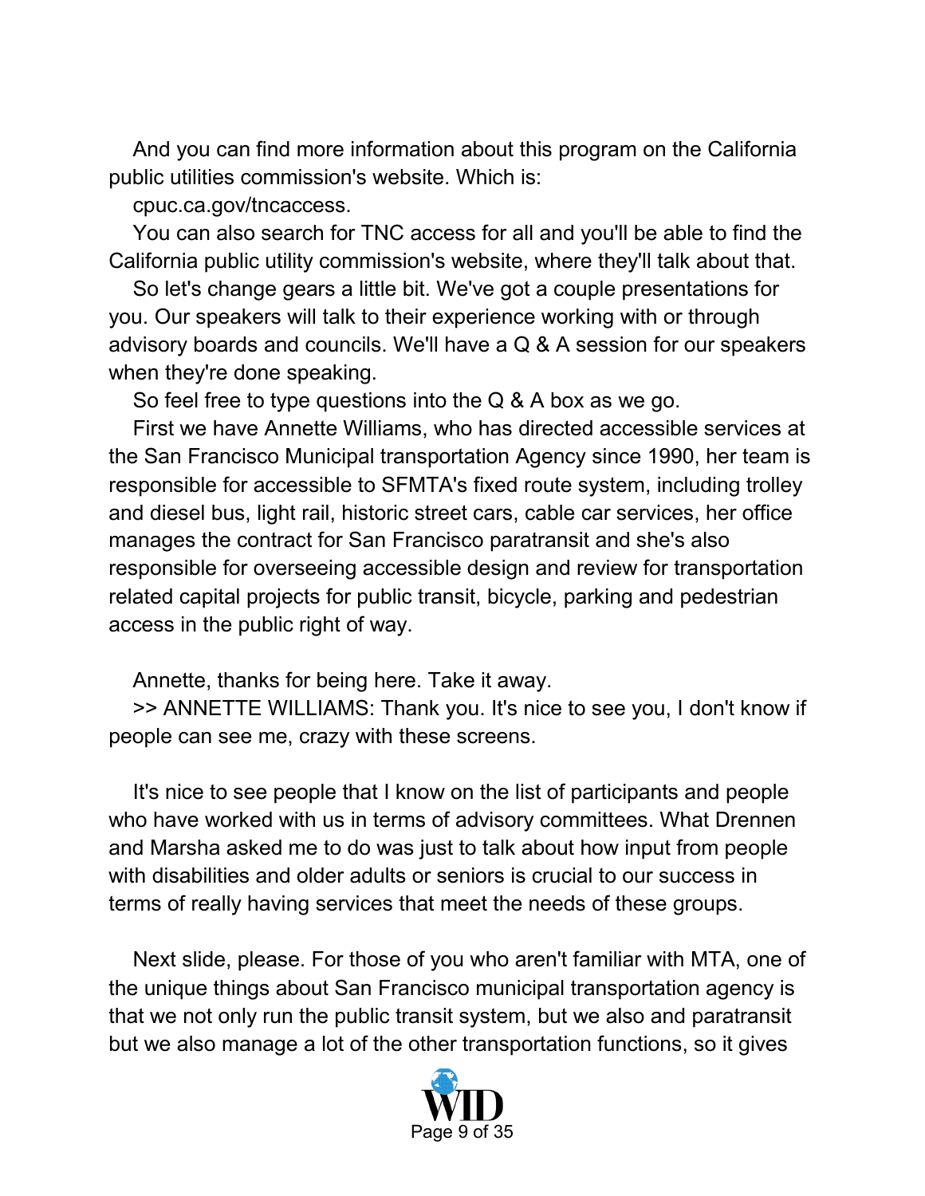And you can find more information about this program on the California public utilities commission's website. Which is:

cpuc.ca.gov/tncaccess.

You can also search for TNC access for all and you'll be able to find the California public utility commission's website, where they'll talk about that.

So let's change gears a little bit. We've got a couple presentations for you. Our speakers will talk to their experience working with or through advisory boards and councils. We'll have a Q & A session for our speakers when they're done speaking.

So feel free to type questions into the Q & A box as we go.

First we have Annette Williams, who has directed accessible services at the San Francisco Municipal transportation Agency since 1990, her team is responsible for accessible to SFMTA's fixed route system, including trolley and diesel bus, light rail, historic street cars, cable car services, her office manages the contract for San Francisco paratransit and she's also responsible for overseeing accessible design and review for transportation related capital projects for public transit, bicycle, parking and pedestrian access in the public right of way.

Annette, thanks for being here. Take it away.

>> ANNETTE WILLIAMS: Thank you. It's nice to see you, I don't know if people can see me, crazy with these screens.

It's nice to see people that I know on the list of participants and people who have worked with us in terms of advisory committees. What Drennen and Marsha asked me to do was just to talk about how input from people with disabilities and older adults or seniors is crucial to our success in terms of really having services that meet the needs of these groups.

Next slide, please. For those of you who aren't familiar with MTA, one of the unique things about San Francisco municipal transportation agency is that we not only run the public transit system, but we also and paratransit but we also manage a lot of the other transportation functions, so it gives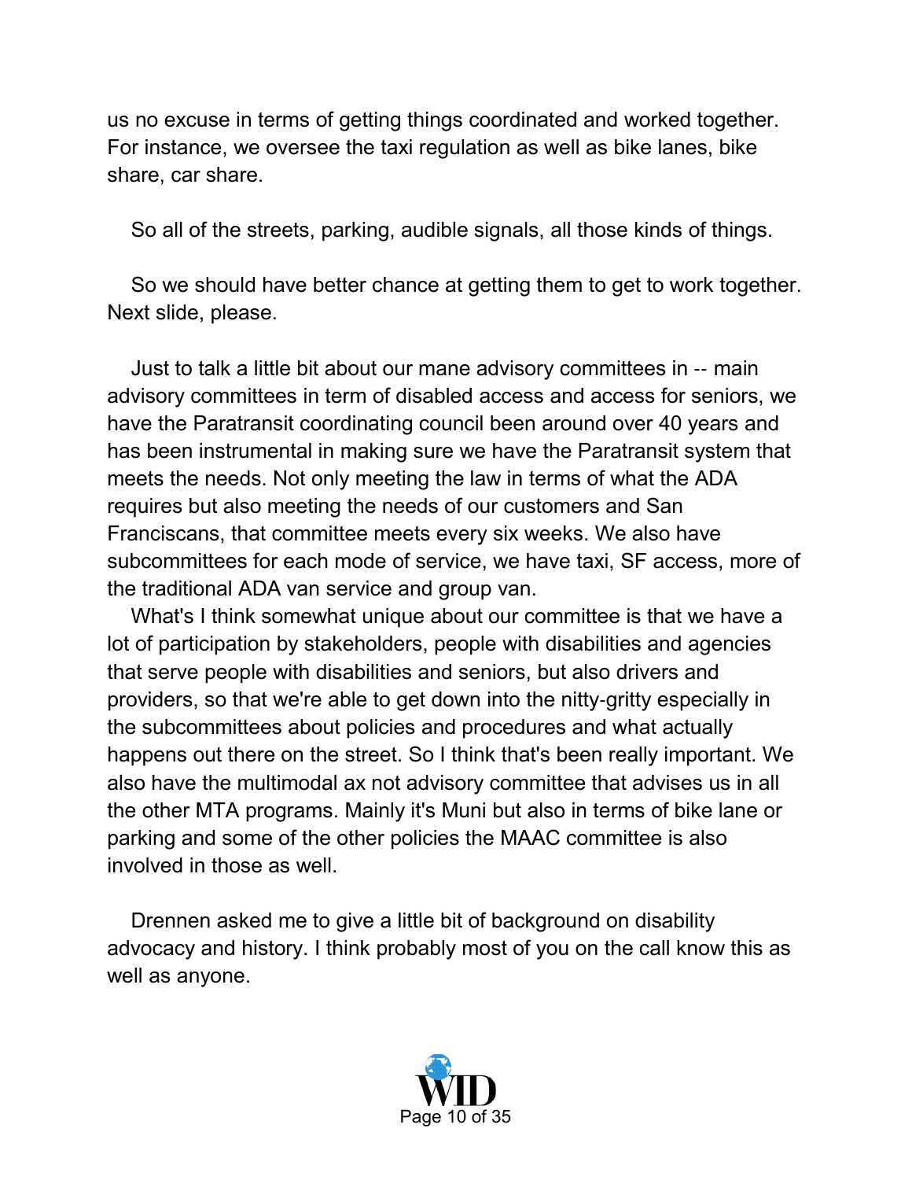us no excuse in terms of getting things coordinated and worked together. For instance, we oversee the taxi regulation as well as bike lanes, bike share, car share.

So all of the streets, parking, audible signals, all those kinds of things.

So we should have better chance at getting them to get to work together. Next slide, please.

Just to talk a little bit about our mane advisory committees in -- main advisory committees in term of disabled access and access for seniors, we have the Paratransit coordinating council been around over 40 years and has been instrumental in making sure we have the Paratransit system that meets the needs. Not only meeting the law in terms of what the ADA requires but also meeting the needs of our customers and San Franciscans, that committee meets every six weeks. We also have subcommittees for each mode of service, we have taxi, SF access, more of the traditional ADA van service and group van.

What's I think somewhat unique about our committee is that we have a lot of participation by stakeholders, people with disabilities and agencies that serve people with disabilities and seniors, but also drivers and providers, so that we're able to get down into the nitty-gritty especially in the subcommittees about policies and procedures and what actually happens out there on the street. So I think that's been really important. We also have the multimodal ax not advisory committee that advises us in all the other MTA programs. Mainly it's Muni but also in terms of bike lane or parking and some of the other policies the MAAC committee is also involved in those as well.

Drennen asked me to give a little bit of background on disability advocacy and history. I think probably most of you on the call know this as well as anyone.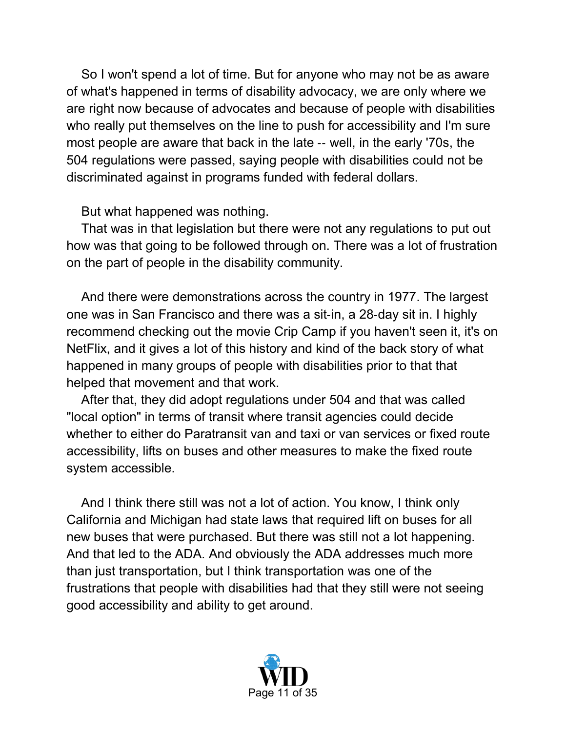So I won't spend a lot of time. But for anyone who may not be as aware of what's happened in terms of disability advocacy, we are only where we are right now because of advocates and because of people with disabilities who really put themselves on the line to push for accessibility and I'm sure most people are aware that back in the late -- well, in the early '70s, the 504 regulations were passed, saying people with disabilities could not be discriminated against in programs funded with federal dollars.

But what happened was nothing.

That was in that legislation but there were not any regulations to put out how was that going to be followed through on. There was a lot of frustration on the part of people in the disability community.

And there were demonstrations across the country in 1977. The largest one was in San Francisco and there was a sit-in, a 28-day sit in. I highly recommend checking out the movie Crip Camp if you haven't seen it, it's on NetFlix, and it gives a lot of this history and kind of the back story of what happened in many groups of people with disabilities prior to that that helped that movement and that work.

After that, they did adopt regulations under 504 and that was called "local option" in terms of transit where transit agencies could decide whether to either do Paratransit van and taxi or van services or fixed route accessibility, lifts on buses and other measures to make the fixed route system accessible.

And I think there still was not a lot of action. You know, I think only California and Michigan had state laws that required lift on buses for all new buses that were purchased. But there was still not a lot happening. And that led to the ADA. And obviously the ADA addresses much more than just transportation, but I think transportation was one of the frustrations that people with disabilities had that they still were not seeing good accessibility and ability to get around.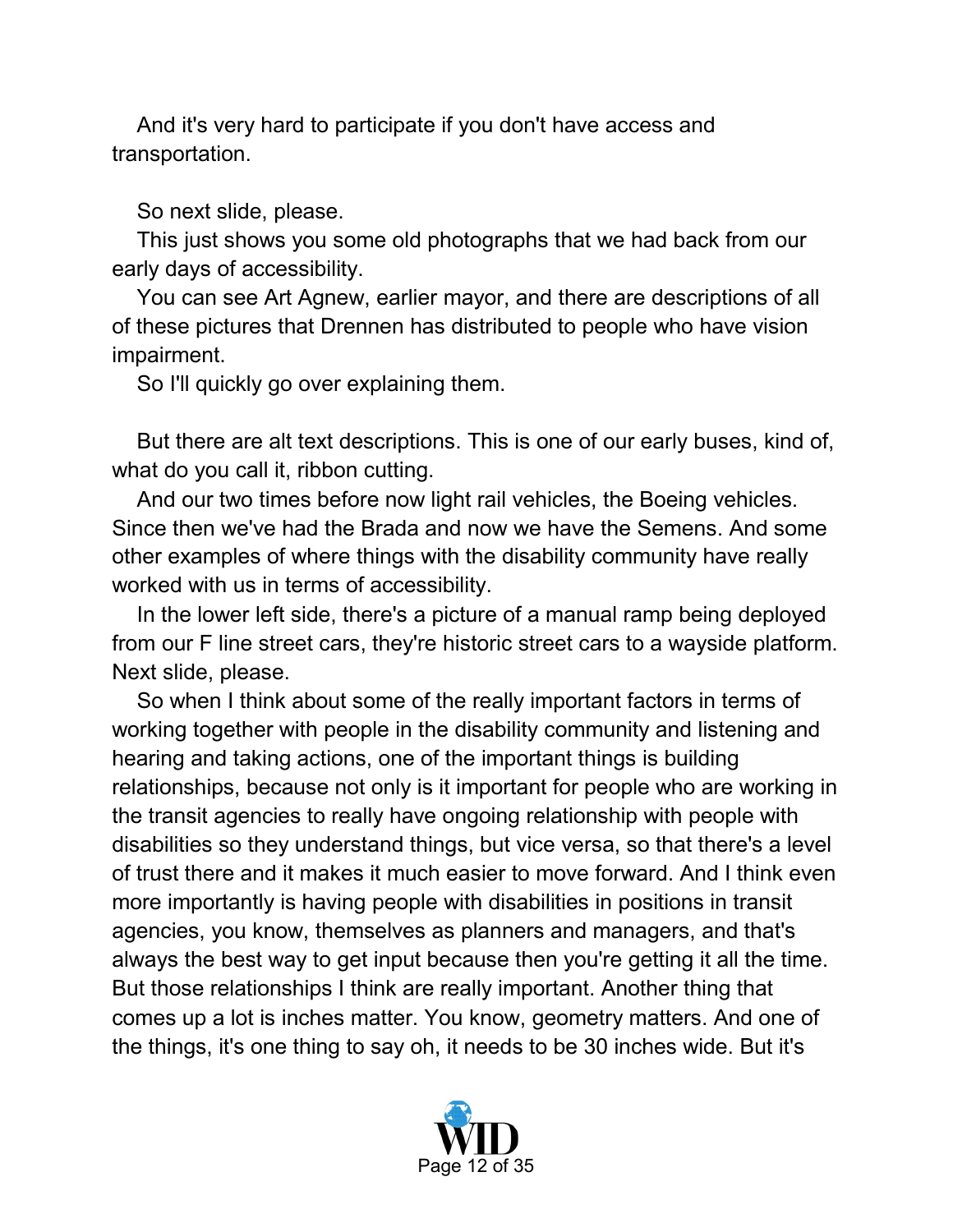And it's very hard to participate if you don't have access and transportation.

So next slide, please.

This just shows you some old photographs that we had back from our early days of accessibility.

You can see Art Agnew, earlier mayor, and there are descriptions of all of these pictures that Drennen has distributed to people who have vision impairment.

So I'll quickly go over explaining them.

But there are alt text descriptions. This is one of our early buses, kind of, what do you call it, ribbon cutting.

And our two times before now light rail vehicles, the Boeing vehicles. Since then we've had the Brada and now we have the Semens. And some other examples of where things with the disability community have really worked with us in terms of accessibility.

In the lower left side, there's a picture of a manual ramp being deployed from our F line street cars, they're historic street cars to a wayside platform. Next slide, please.

So when I think about some of the really important factors in terms of working together with people in the disability community and listening and hearing and taking actions, one of the important things is building relationships, because not only is it important for people who are working in the transit agencies to really have ongoing relationship with people with disabilities so they understand things, but vice versa, so that there's a level of trust there and it makes it much easier to move forward. And I think even more importantly is having people with disabilities in positions in transit agencies, you know, themselves as planners and managers, and that's always the best way to get input because then you're getting it all the time. But those relationships I think are really important. Another thing that comes up a lot is inches matter. You know, geometry matters. And one of the things, it's one thing to say oh, it needs to be 30 inches wide. But it's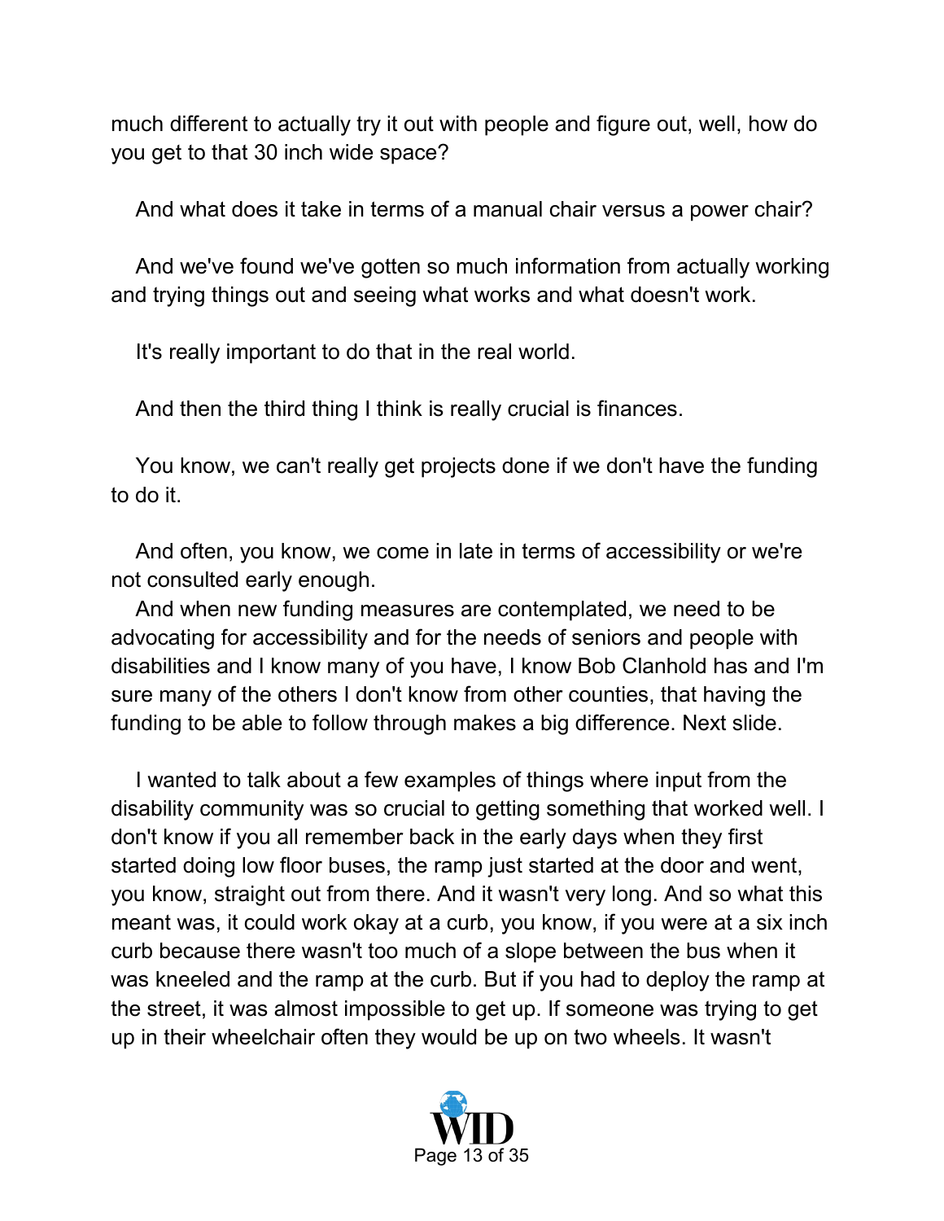much different to actually try it out with people and figure out, well, how do you get to that 30 inch wide space?

And what does it take in terms of a manual chair versus a power chair?

And we've found we've gotten so much information from actually working and trying things out and seeing what works and what doesn't work.

It's really important to do that in the real world.

And then the third thing I think is really crucial is finances.

You know, we can't really get projects done if we don't have the funding to do it.

And often, you know, we come in late in terms of accessibility or we're not consulted early enough.

And when new funding measures are contemplated, we need to be advocating for accessibility and for the needs of seniors and people with disabilities and I know many of you have, I know Bob Clanhold has and I'm sure many of the others I don't know from other counties, that having the funding to be able to follow through makes a big difference. Next slide.

I wanted to talk about a few examples of things where input from the disability community was so crucial to getting something that worked well. I don't know if you all remember back in the early days when they first started doing low floor buses, the ramp just started at the door and went, you know, straight out from there. And it wasn't very long. And so what this meant was, it could work okay at a curb, you know, if you were at a six inch curb because there wasn't too much of a slope between the bus when it was kneeled and the ramp at the curb. But if you had to deploy the ramp at the street, it was almost impossible to get up. If someone was trying to get up in their wheelchair often they would be up on two wheels. It wasn't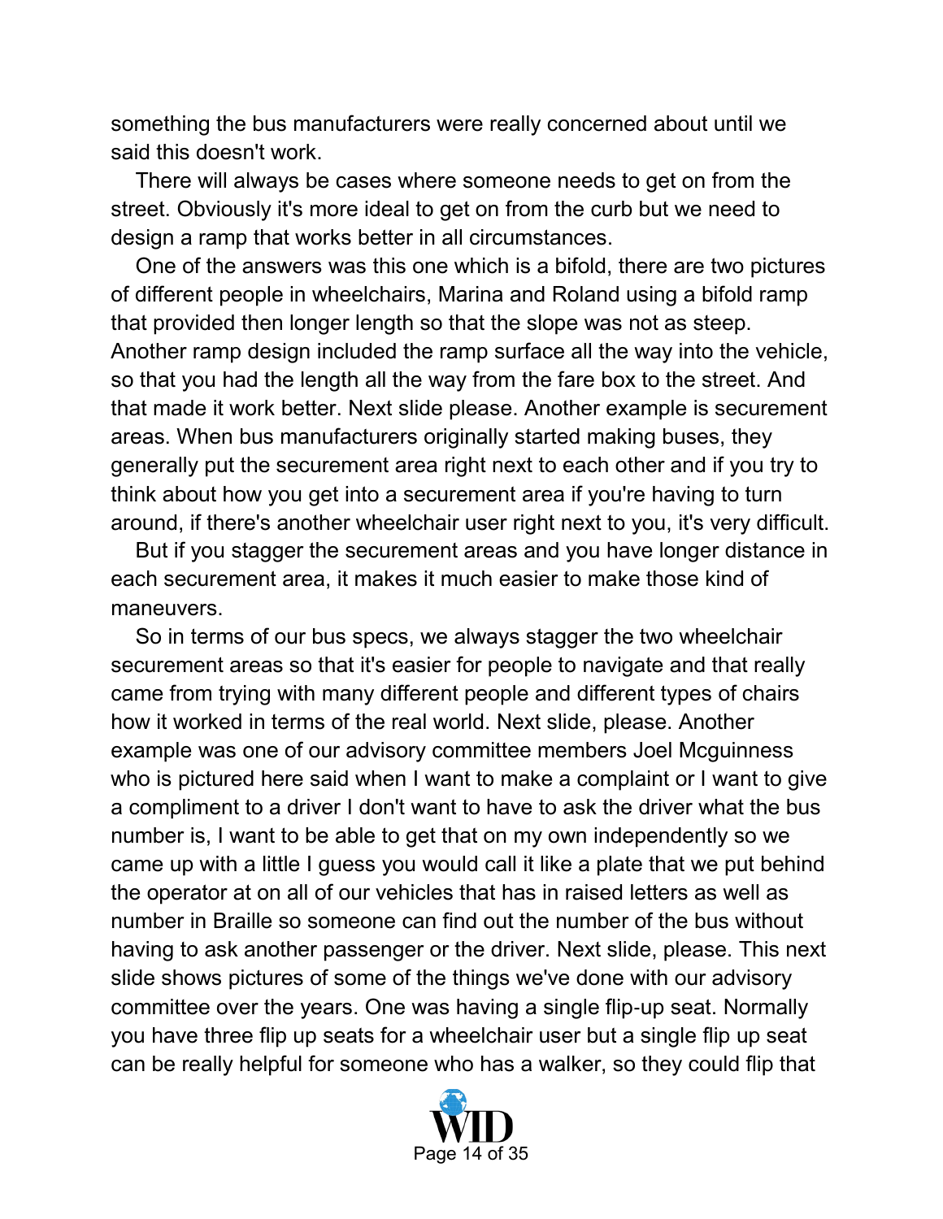something the bus manufacturers were really concerned about until we said this doesn't work.

There will always be cases where someone needs to get on from the street. Obviously it's more ideal to get on from the curb but we need to design a ramp that works better in all circumstances.

One of the answers was this one which is a bifold, there are two pictures of different people in wheelchairs, Marina and Roland using a bifold ramp that provided then longer length so that the slope was not as steep. Another ramp design included the ramp surface all the way into the vehicle, so that you had the length all the way from the fare box to the street. And that made it work better. Next slide please. Another example is securement areas. When bus manufacturers originally started making buses, they generally put the securement area right next to each other and if you try to think about how you get into a securement area if you're having to turn around, if there's another wheelchair user right next to you, it's very difficult.

But if you stagger the securement areas and you have longer distance in each securement area, it makes it much easier to make those kind of maneuvers.

So in terms of our bus specs, we always stagger the two wheelchair securement areas so that it's easier for people to navigate and that really came from trying with many different people and different types of chairs how it worked in terms of the real world. Next slide, please. Another example was one of our advisory committee members Joel Mcguinness who is pictured here said when I want to make a complaint or I want to give a compliment to a driver I don't want to have to ask the driver what the bus number is, I want to be able to get that on my own independently so we came up with a little I guess you would call it like a plate that we put behind the operator at on all of our vehicles that has in raised letters as well as number in Braille so someone can find out the number of the bus without having to ask another passenger or the driver. Next slide, please. This next slide shows pictures of some of the things we've done with our advisory committee over the years. One was having a single flip-up seat. Normally you have three flip up seats for a wheelchair user but a single flip up seat can be really helpful for someone who has a walker, so they could flip that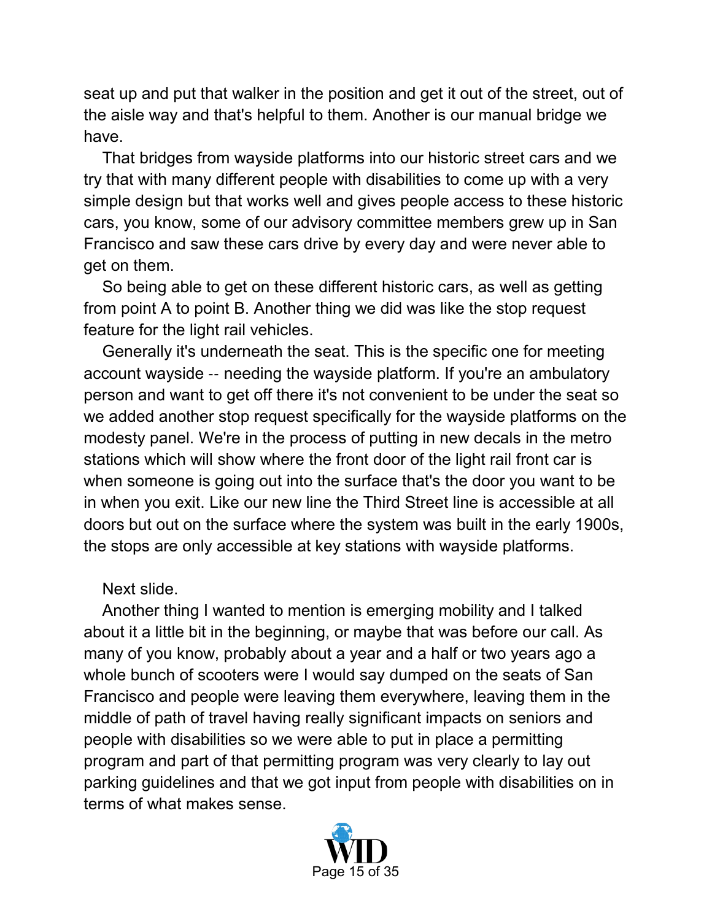seat up and put that walker in the position and get it out of the street, out of the aisle way and that's helpful to them. Another is our manual bridge we have.

That bridges from wayside platforms into our historic street cars and we try that with many different people with disabilities to come up with a very simple design but that works well and gives people access to these historic cars, you know, some of our advisory committee members grew up in San Francisco and saw these cars drive by every day and were never able to get on them.

So being able to get on these different historic cars, as well as getting from point A to point B. Another thing we did was like the stop request feature for the light rail vehicles.

Generally it's underneath the seat. This is the specific one for meeting account wayside -- needing the wayside platform. If you're an ambulatory person and want to get off there it's not convenient to be under the seat so we added another stop request specifically for the wayside platforms on the modesty panel. We're in the process of putting in new decals in the metro stations which will show where the front door of the light rail front car is when someone is going out into the surface that's the door you want to be in when you exit. Like our new line the Third Street line is accessible at all doors but out on the surface where the system was built in the early 1900s, the stops are only accessible at key stations with wayside platforms.

Next slide.

Another thing I wanted to mention is emerging mobility and I talked about it a little bit in the beginning, or maybe that was before our call. As many of you know, probably about a year and a half or two years ago a whole bunch of scooters were I would say dumped on the seats of San Francisco and people were leaving them everywhere, leaving them in the middle of path of travel having really significant impacts on seniors and people with disabilities so we were able to put in place a permitting program and part of that permitting program was very clearly to lay out parking guidelines and that we got input from people with disabilities on in terms of what makes sense.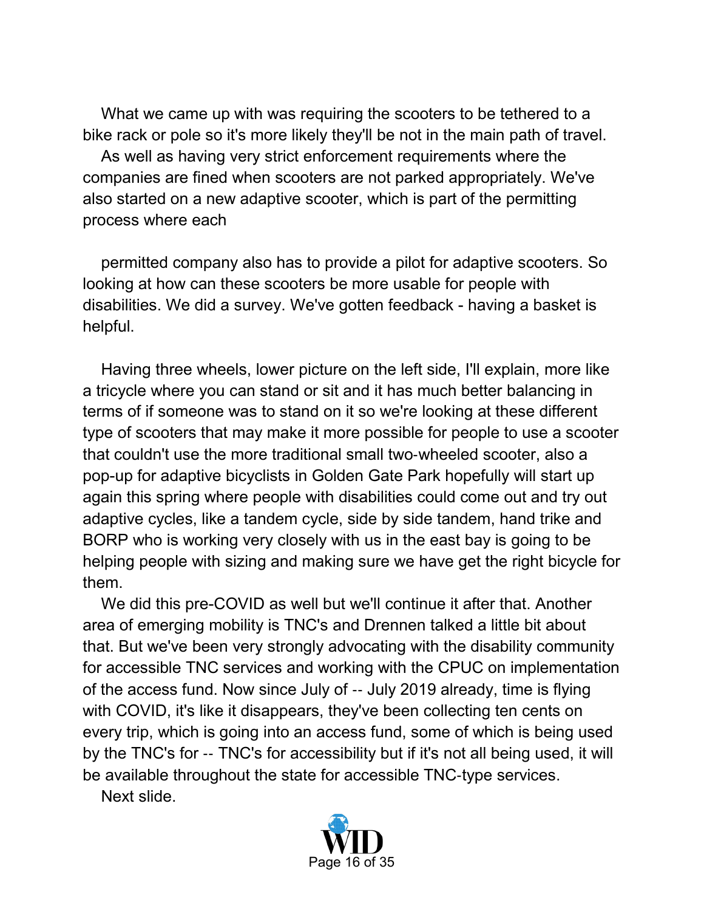What we came up with was requiring the scooters to be tethered to a bike rack or pole so it's more likely they'll be not in the main path of travel.

As well as having very strict enforcement requirements where the companies are fined when scooters are not parked appropriately. We've also started on a new adaptive scooter, which is part of the permitting process where each

permitted company also has to provide a pilot for adaptive scooters. So looking at how can these scooters be more usable for people with disabilities. We did a survey. We've gotten feedback - having a basket is helpful.

Having three wheels, lower picture on the left side, I'll explain, more like a tricycle where you can stand or sit and it has much better balancing in terms of if someone was to stand on it so we're looking at these different type of scooters that may make it more possible for people to use a scooter that couldn't use the more traditional small two-wheeled scooter, also a pop-up for adaptive bicyclists in Golden Gate Park hopefully will start up again this spring where people with disabilities could come out and try out adaptive cycles, like a tandem cycle, side by side tandem, hand trike and BORP who is working very closely with us in the east bay is going to be helping people with sizing and making sure we have get the right bicycle for them.

We did this pre-COVID as well but we'll continue it after that. Another area of emerging mobility is TNC's and Drennen talked a little bit about that. But we've been very strongly advocating with the disability community for accessible TNC services and working with the CPUC on implementation of the access fund. Now since July of -- July 2019 already, time is flying with COVID, it's like it disappears, they've been collecting ten cents on every trip, which is going into an access fund, some of which is being used by the TNC's for -- TNC's for accessibility but if it's not all being used, it will be available throughout the state for accessible TNC-type services.

Next slide.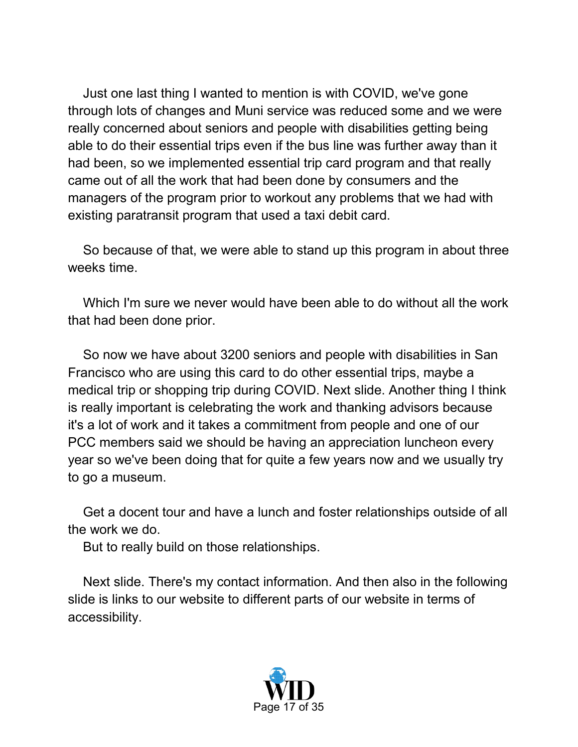Just one last thing I wanted to mention is with COVID, we've gone through lots of changes and Muni service was reduced some and we were really concerned about seniors and people with disabilities getting being able to do their essential trips even if the bus line was further away than it had been, so we implemented essential trip card program and that really came out of all the work that had been done by consumers and the managers of the program prior to workout any problems that we had with existing paratransit program that used a taxi debit card.

So because of that, we were able to stand up this program in about three weeks time.

Which I'm sure we never would have been able to do without all the work that had been done prior.

So now we have about 3200 seniors and people with disabilities in San Francisco who are using this card to do other essential trips, maybe a medical trip or shopping trip during COVID. Next slide. Another thing I think is really important is celebrating the work and thanking advisors because it's a lot of work and it takes a commitment from people and one of our PCC members said we should be having an appreciation luncheon every year so we've been doing that for quite a few years now and we usually try to go a museum.

Get a docent tour and have a lunch and foster relationships outside of all the work we do.

But to really build on those relationships.

Next slide. There's my contact information. And then also in the following slide is links to our website to different parts of our website in terms of accessibility.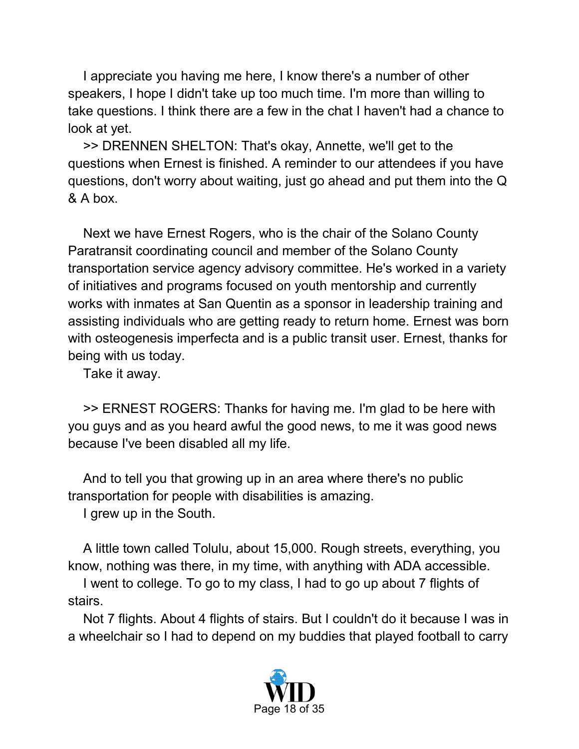I appreciate you having me here, I know there's a number of other speakers, I hope I didn't take up too much time. I'm more than willing to take questions. I think there are a few in the chat I haven't had a chance to look at yet.

>> DRENNEN SHELTON: That's okay, Annette, we'll get to the questions when Ernest is finished. A reminder to our attendees if you have questions, don't worry about waiting, just go ahead and put them into the Q & A box.

Next we have Ernest Rogers, who is the chair of the Solano County Paratransit coordinating council and member of the Solano County transportation service agency advisory committee. He's worked in a variety of initiatives and programs focused on youth mentorship and currently works with inmates at San Quentin as a sponsor in leadership training and assisting individuals who are getting ready to return home. Ernest was born with osteogenesis imperfecta and is a public transit user. Ernest, thanks for being with us today.

Take it away.

>> ERNEST ROGERS: Thanks for having me. I'm glad to be here with you guys and as you heard awful the good news, to me it was good news because I've been disabled all my life.

And to tell you that growing up in an area where there's no public transportation for people with disabilities is amazing.

I grew up in the South.

A little town called Tolulu, about 15,000. Rough streets, everything, you know, nothing was there, in my time, with anything with ADA accessible.

I went to college. To go to my class, I had to go up about 7 flights of stairs.

Not 7 flights. About 4 flights of stairs. But I couldn't do it because I was in a wheelchair so I had to depend on my buddies that played football to carry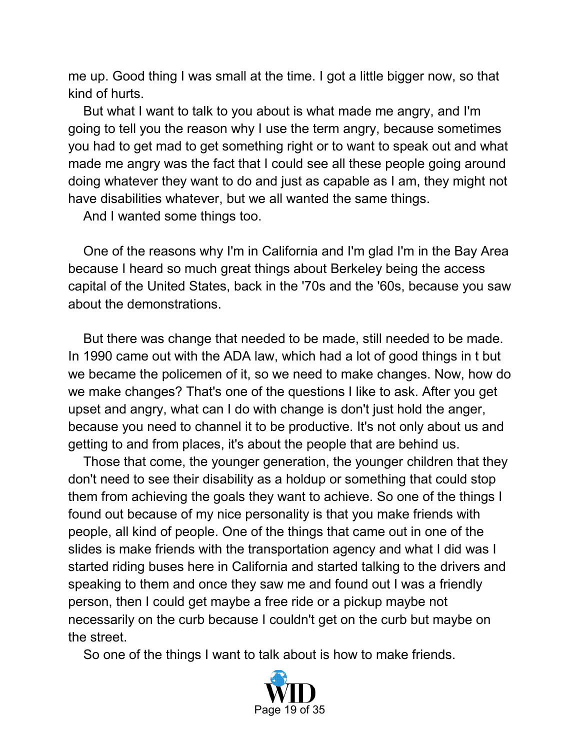me up. Good thing I was small at the time. I got a little bigger now, so that kind of hurts.

But what I want to talk to you about is what made me angry, and I'm going to tell you the reason why I use the term angry, because sometimes you had to get mad to get something right or to want to speak out and what made me angry was the fact that I could see all these people going around doing whatever they want to do and just as capable as I am, they might not have disabilities whatever, but we all wanted the same things.

And I wanted some things too.

One of the reasons why I'm in California and I'm glad I'm in the Bay Area because I heard so much great things about Berkeley being the access capital of the United States, back in the '70s and the '60s, because you saw about the demonstrations.

But there was change that needed to be made, still needed to be made. In 1990 came out with the ADA law, which had a lot of good things in t but we became the policemen of it, so we need to make changes. Now, how do we make changes? That's one of the questions I like to ask. After you get upset and angry, what can I do with change is don't just hold the anger, because you need to channel it to be productive. It's not only about us and getting to and from places, it's about the people that are behind us.

Those that come, the younger generation, the younger children that they don't need to see their disability as a holdup or something that could stop them from achieving the goals they want to achieve. So one of the things I found out because of my nice personality is that you make friends with people, all kind of people. One of the things that came out in one of the slides is make friends with the transportation agency and what I did was I started riding buses here in California and started talking to the drivers and speaking to them and once they saw me and found out I was a friendly person, then I could get maybe a free ride or a pickup maybe not necessarily on the curb because I couldn't get on the curb but maybe on the street.

So one of the things I want to talk about is how to make friends.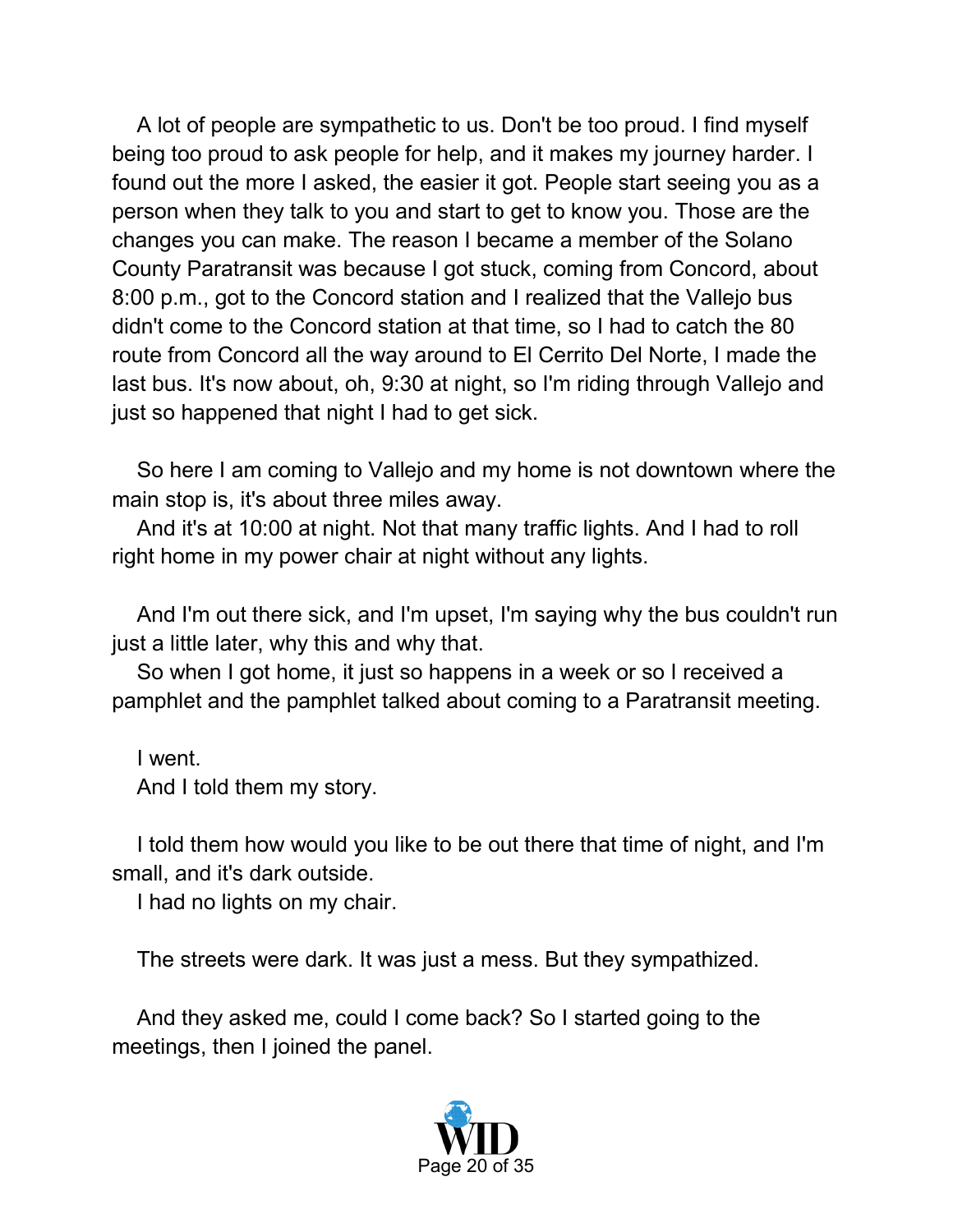A lot of people are sympathetic to us. Don't be too proud. I find myself being too proud to ask people for help, and it makes my journey harder. I found out the more I asked, the easier it got. People start seeing you as a person when they talk to you and start to get to know you. Those are the changes you can make. The reason I became a member of the Solano County Paratransit was because I got stuck, coming from Concord, about 8:00 p.m., got to the Concord station and I realized that the Vallejo bus didn't come to the Concord station at that time, so I had to catch the 80 route from Concord all the way around to El Cerrito Del Norte, I made the last bus. It's now about, oh, 9:30 at night, so I'm riding through Vallejo and just so happened that night I had to get sick.

So here I am coming to Vallejo and my home is not downtown where the main stop is, it's about three miles away.

And it's at 10:00 at night. Not that many traffic lights. And I had to roll right home in my power chair at night without any lights.

And I'm out there sick, and I'm upset, I'm saying why the bus couldn't run just a little later, why this and why that.

So when I got home, it just so happens in a week or so I received a pamphlet and the pamphlet talked about coming to a Paratransit meeting.

I went.

And I told them my story.

I told them how would you like to be out there that time of night, and I'm small, and it's dark outside.

I had no lights on my chair.

The streets were dark. It was just a mess. But they sympathized.

And they asked me, could I come back? So I started going to the meetings, then I joined the panel.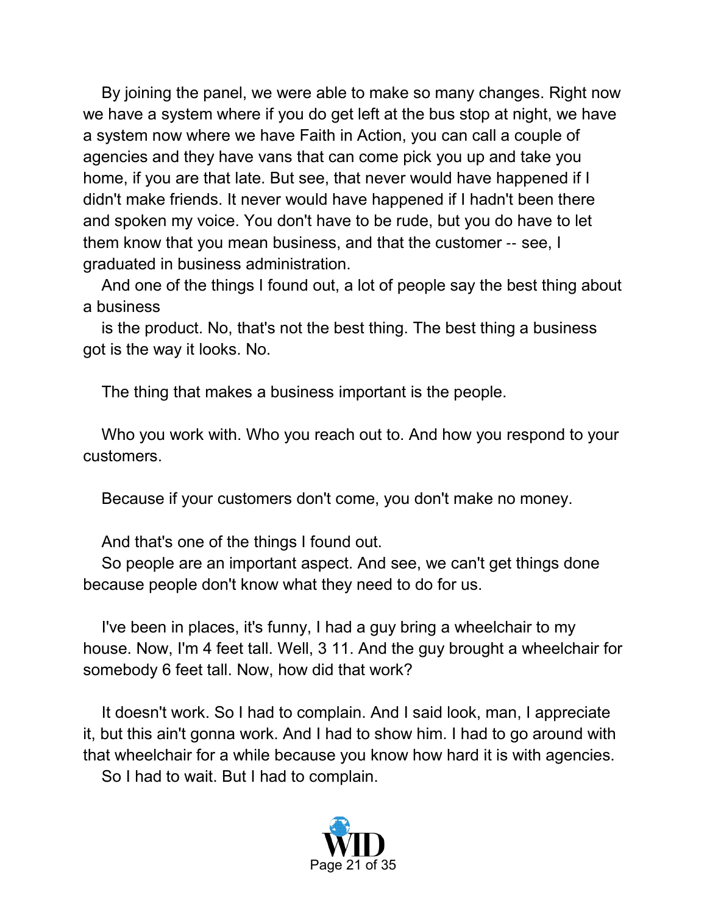By joining the panel, we were able to make so many changes. Right now we have a system where if you do get left at the bus stop at night, we have a system now where we have Faith in Action, you can call a couple of agencies and they have vans that can come pick you up and take you home, if you are that late. But see, that never would have happened if I didn't make friends. It never would have happened if I hadn't been there and spoken my voice. You don't have to be rude, but you do have to let them know that you mean business, and that the customer -- see, I graduated in business administration.

And one of the things I found out, a lot of people say the best thing about a business

is the product. No, that's not the best thing. The best thing a business got is the way it looks. No.

The thing that makes a business important is the people.

Who you work with. Who you reach out to. And how you respond to your customers.

Because if your customers don't come, you don't make no money.

And that's one of the things I found out.

So people are an important aspect. And see, we can't get things done because people don't know what they need to do for us.

I've been in places, it's funny, I had a guy bring a wheelchair to my house. Now, I'm 4 feet tall. Well, 3 11. And the guy brought a wheelchair for somebody 6 feet tall. Now, how did that work?

It doesn't work. So I had to complain. And I said look, man, I appreciate it, but this ain't gonna work. And I had to show him. I had to go around with that wheelchair for a while because you know how hard it is with agencies.

So I had to wait. But I had to complain.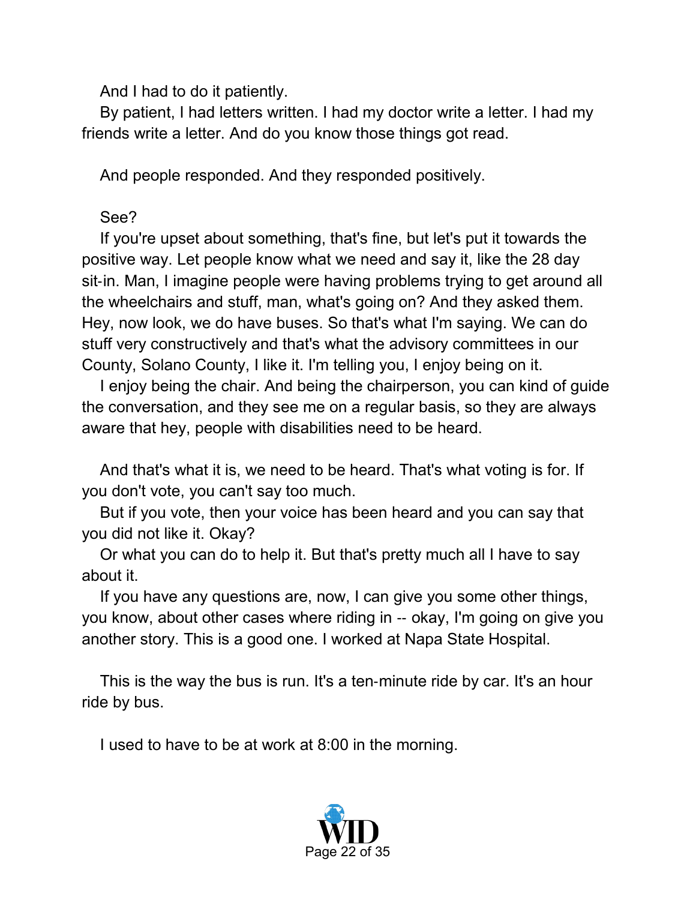And I had to do it patiently.

By patient, I had letters written. I had my doctor write a letter. I had my friends write a letter. And do you know those things got read.

And people responded. And they responded positively.

See?

If you're upset about something, that's fine, but let's put it towards the positive way. Let people know what we need and say it, like the 28 day sit-in. Man, I imagine people were having problems trying to get around all the wheelchairs and stuff, man, what's going on? And they asked them. Hey, now look, we do have buses. So that's what I'm saying. We can do stuff very constructively and that's what the advisory committees in our County, Solano County, I like it. I'm telling you, I enjoy being on it.

I enjoy being the chair. And being the chairperson, you can kind of guide the conversation, and they see me on a regular basis, so they are always aware that hey, people with disabilities need to be heard.

And that's what it is, we need to be heard. That's what voting is for. If you don't vote, you can't say too much.

But if you vote, then your voice has been heard and you can say that you did not like it. Okay?

Or what you can do to help it. But that's pretty much all I have to say about it.

If you have any questions are, now, I can give you some other things, you know, about other cases where riding in -- okay, I'm going on give you another story. This is a good one. I worked at Napa State Hospital.

This is the way the bus is run. It's a ten-minute ride by car. It's an hour ride by bus.

I used to have to be at work at 8:00 in the morning.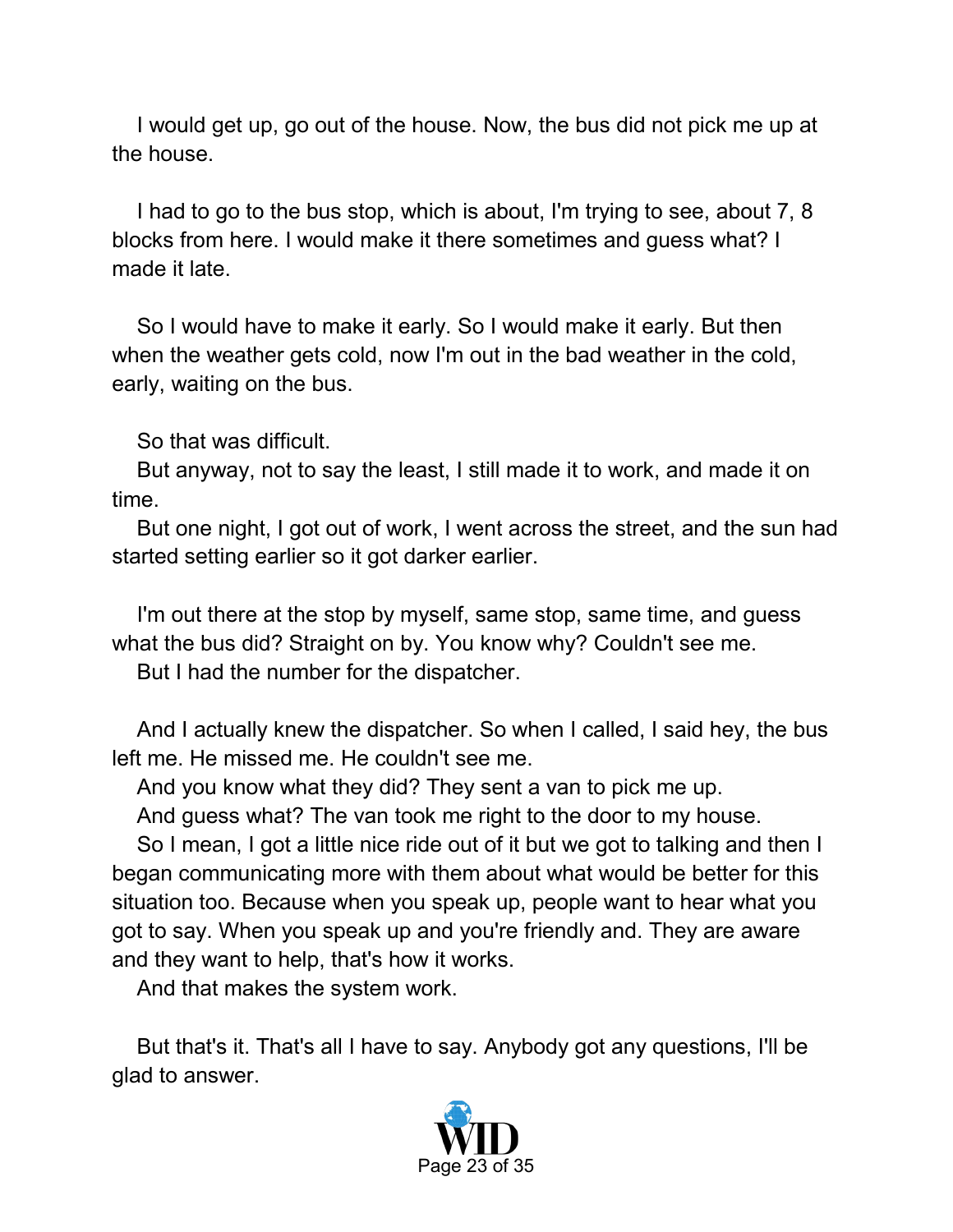I would get up, go out of the house. Now, the bus did not pick me up at the house.

I had to go to the bus stop, which is about, I'm trying to see, about 7, 8 blocks from here. I would make it there sometimes and guess what? I made it late.

So I would have to make it early. So I would make it early. But then when the weather gets cold, now I'm out in the bad weather in the cold, early, waiting on the bus.

So that was difficult.

But anyway, not to say the least, I still made it to work, and made it on time.

But one night, I got out of work, I went across the street, and the sun had started setting earlier so it got darker earlier.

I'm out there at the stop by myself, same stop, same time, and guess what the bus did? Straight on by. You know why? Couldn't see me.

But I had the number for the dispatcher.

And I actually knew the dispatcher. So when I called, I said hey, the bus left me. He missed me. He couldn't see me.

And you know what they did? They sent a van to pick me up.

And guess what? The van took me right to the door to my house.

So I mean, I got a little nice ride out of it but we got to talking and then I began communicating more with them about what would be better for this situation too. Because when you speak up, people want to hear what you got to say. When you speak up and you're friendly and. They are aware and they want to help, that's how it works.

And that makes the system work.

But that's it. That's all I have to say. Anybody got any questions, I'll be glad to answer.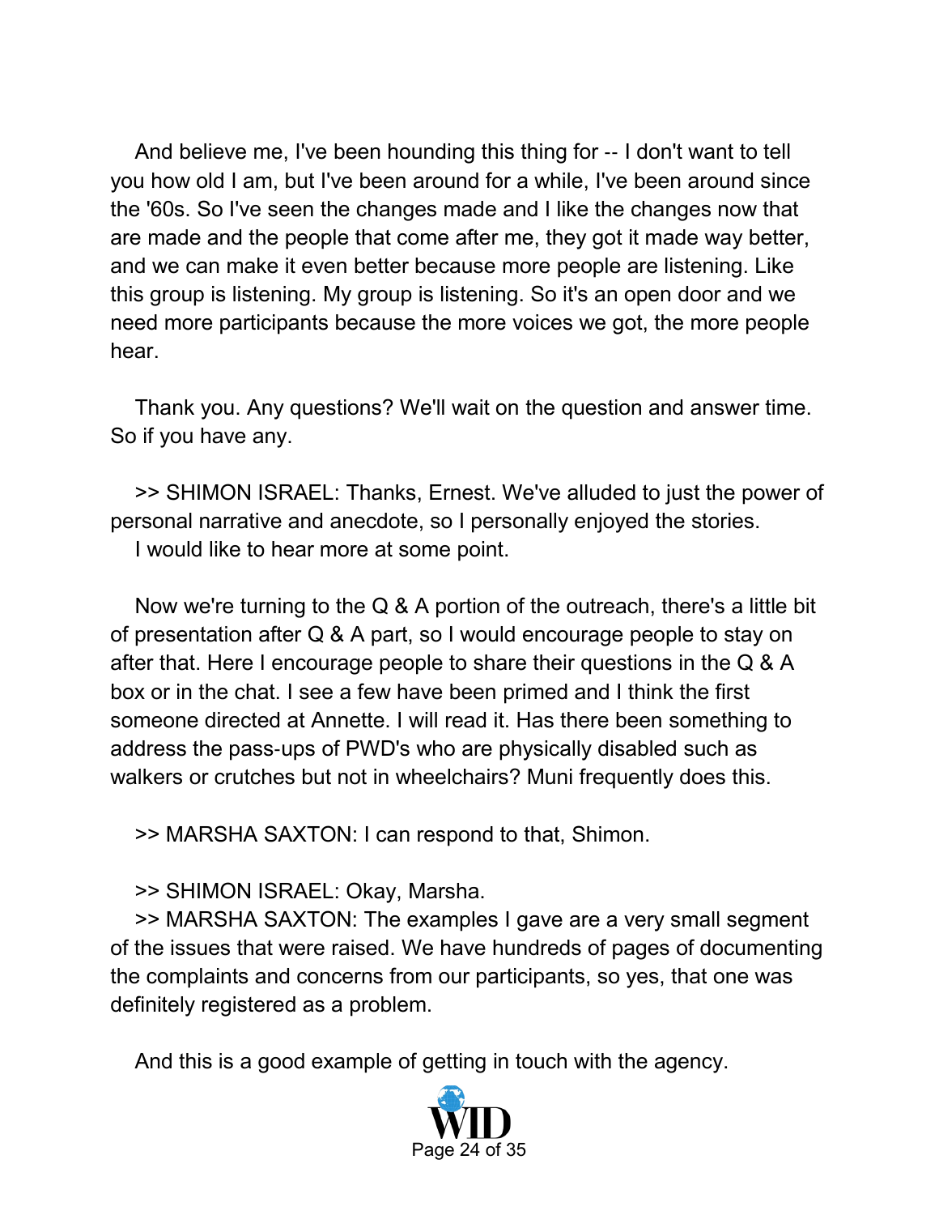And believe me, I've been hounding this thing for -- I don't want to tell you how old I am, but I've been around for a while, I've been around since the '60s. So I've seen the changes made and I like the changes now that are made and the people that come after me, they got it made way better, and we can make it even better because more people are listening. Like this group is listening. My group is listening. So it's an open door and we need more participants because the more voices we got, the more people hear.

Thank you. Any questions? We'll wait on the question and answer time. So if you have any.

>> SHIMON ISRAEL: Thanks, Ernest. We've alluded to just the power of personal narrative and anecdote, so I personally enjoyed the stories. I would like to hear more at some point.

Now we're turning to the Q & A portion of the outreach, there's a little bit of presentation after Q & A part, so I would encourage people to stay on after that. Here I encourage people to share their questions in the Q & A box or in the chat. I see a few have been primed and I think the first someone directed at Annette. I will read it. Has there been something to address the pass-ups of PWD's who are physically disabled such as walkers or crutches but not in wheelchairs? Muni frequently does this.

>> MARSHA SAXTON: I can respond to that, Shimon.

>> SHIMON ISRAEL: Okay, Marsha.

>> MARSHA SAXTON: The examples I gave are a very small segment of the issues that were raised. We have hundreds of pages of documenting the complaints and concerns from our participants, so yes, that one was definitely registered as a problem.

And this is a good example of getting in touch with the agency.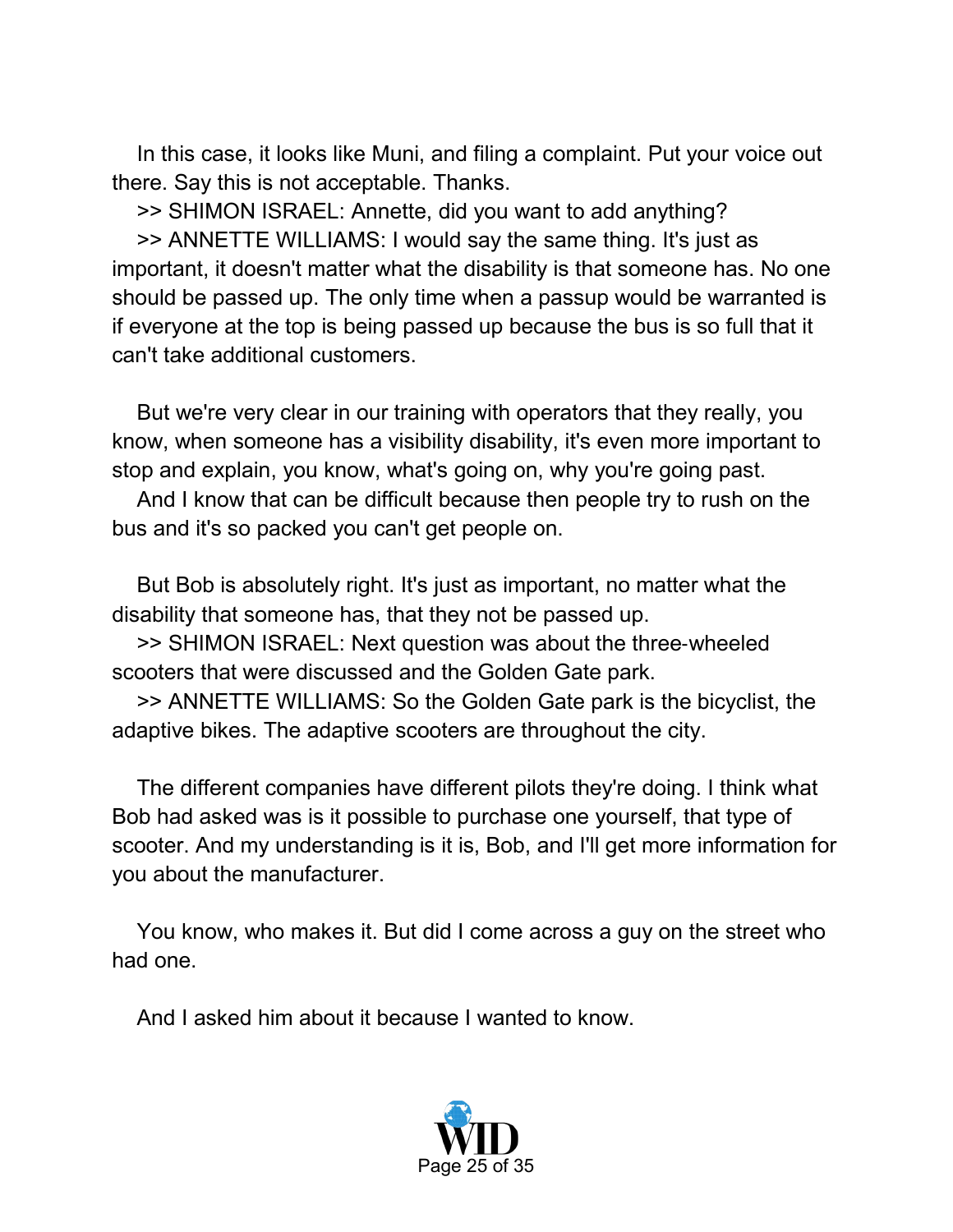In this case, it looks like Muni, and filing a complaint. Put your voice out there. Say this is not acceptable. Thanks.

>> SHIMON ISRAEL: Annette, did you want to add anything?

>> ANNETTE WILLIAMS: I would say the same thing. It's just as important, it doesn't matter what the disability is that someone has. No one should be passed up. The only time when a passup would be warranted is if everyone at the top is being passed up because the bus is so full that it can't take additional customers.

But we're very clear in our training with operators that they really, you know, when someone has a visibility disability, it's even more important to stop and explain, you know, what's going on, why you're going past.

And I know that can be difficult because then people try to rush on the bus and it's so packed you can't get people on.

But Bob is absolutely right. It's just as important, no matter what the disability that someone has, that they not be passed up.

>> SHIMON ISRAEL: Next question was about the three-wheeled scooters that were discussed and the Golden Gate park.

>> ANNETTE WILLIAMS: So the Golden Gate park is the bicyclist, the adaptive bikes. The adaptive scooters are throughout the city.

The different companies have different pilots they're doing. I think what Bob had asked was is it possible to purchase one yourself, that type of scooter. And my understanding is it is, Bob, and I'll get more information for you about the manufacturer.

You know, who makes it. But did I come across a guy on the street who had one.

And I asked him about it because I wanted to know.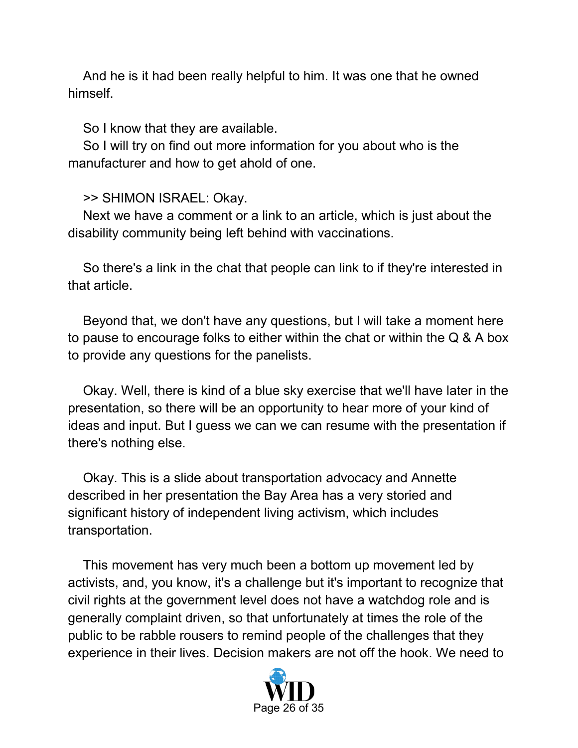And he is it had been really helpful to him. It was one that he owned himself.

So I know that they are available.

So I will try on find out more information for you about who is the manufacturer and how to get ahold of one.

>> SHIMON ISRAEL: Okay.

Next we have a comment or a link to an article, which is just about the disability community being left behind with vaccinations.

So there's a link in the chat that people can link to if they're interested in that article.

Beyond that, we don't have any questions, but I will take a moment here to pause to encourage folks to either within the chat or within the Q & A box to provide any questions for the panelists.

Okay. Well, there is kind of a blue sky exercise that we'll have later in the presentation, so there will be an opportunity to hear more of your kind of ideas and input. But I guess we can we can resume with the presentation if there's nothing else.

Okay. This is a slide about transportation advocacy and Annette described in her presentation the Bay Area has a very storied and significant history of independent living activism, which includes transportation.

This movement has very much been a bottom up movement led by activists, and, you know, it's a challenge but it's important to recognize that civil rights at the government level does not have a watchdog role and is generally complaint driven, so that unfortunately at times the role of the public to be rabble rousers to remind people of the challenges that they experience in their lives. Decision makers are not off the hook. We need to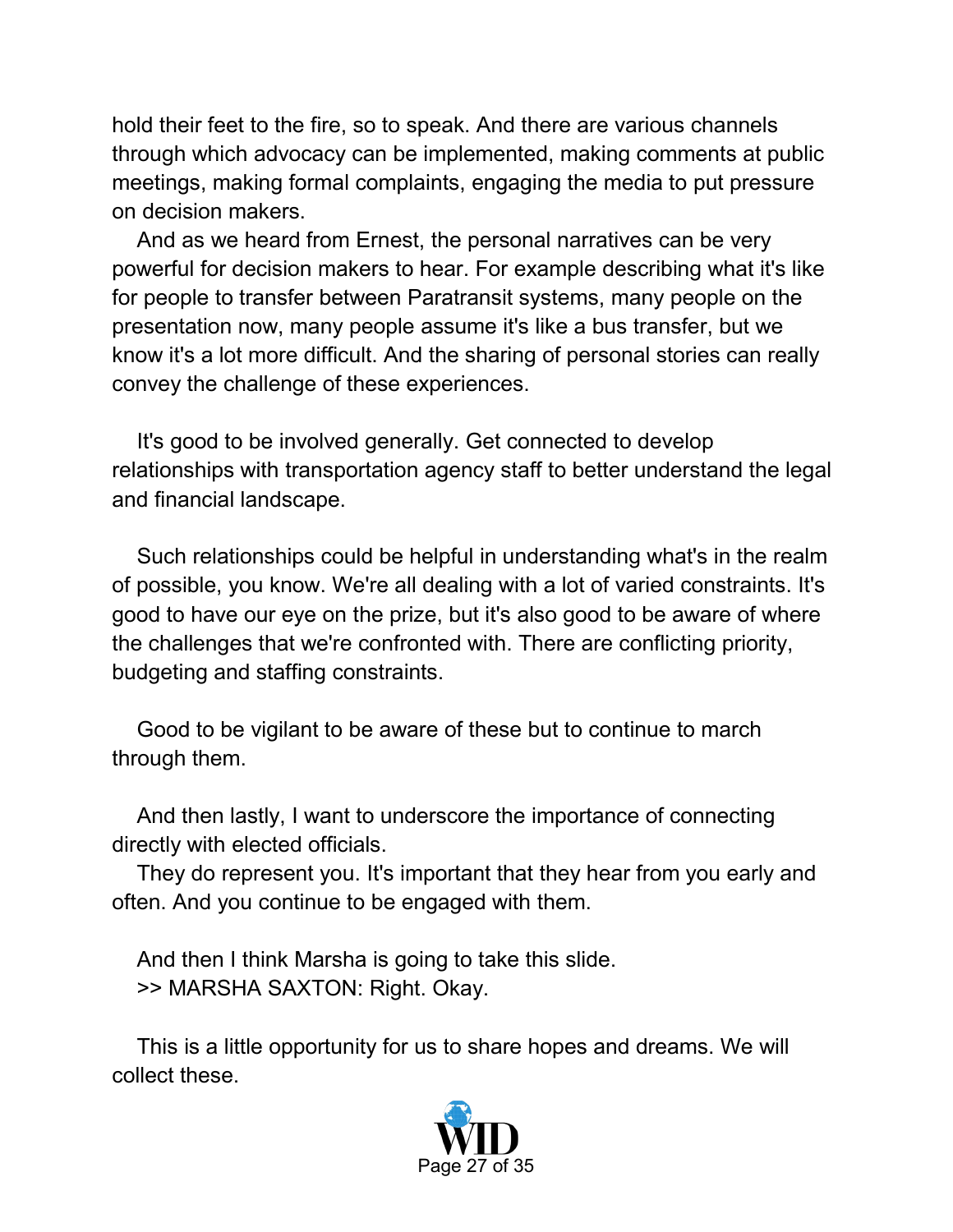hold their feet to the fire, so to speak. And there are various channels through which advocacy can be implemented, making comments at public meetings, making formal complaints, engaging the media to put pressure on decision makers.

And as we heard from Ernest, the personal narratives can be very powerful for decision makers to hear. For example describing what it's like for people to transfer between Paratransit systems, many people on the presentation now, many people assume it's like a bus transfer, but we know it's a lot more difficult. And the sharing of personal stories can really convey the challenge of these experiences.

It's good to be involved generally. Get connected to develop relationships with transportation agency staff to better understand the legal and financial landscape.

Such relationships could be helpful in understanding what's in the realm of possible, you know. We're all dealing with a lot of varied constraints. It's good to have our eye on the prize, but it's also good to be aware of where the challenges that we're confronted with. There are conflicting priority, budgeting and staffing constraints.

Good to be vigilant to be aware of these but to continue to march through them.

And then lastly, I want to underscore the importance of connecting directly with elected officials.

They do represent you. It's important that they hear from you early and often. And you continue to be engaged with them.

And then I think Marsha is going to take this slide.

>> MARSHA SAXTON: Right. Okay.

This is a little opportunity for us to share hopes and dreams. We will collect these.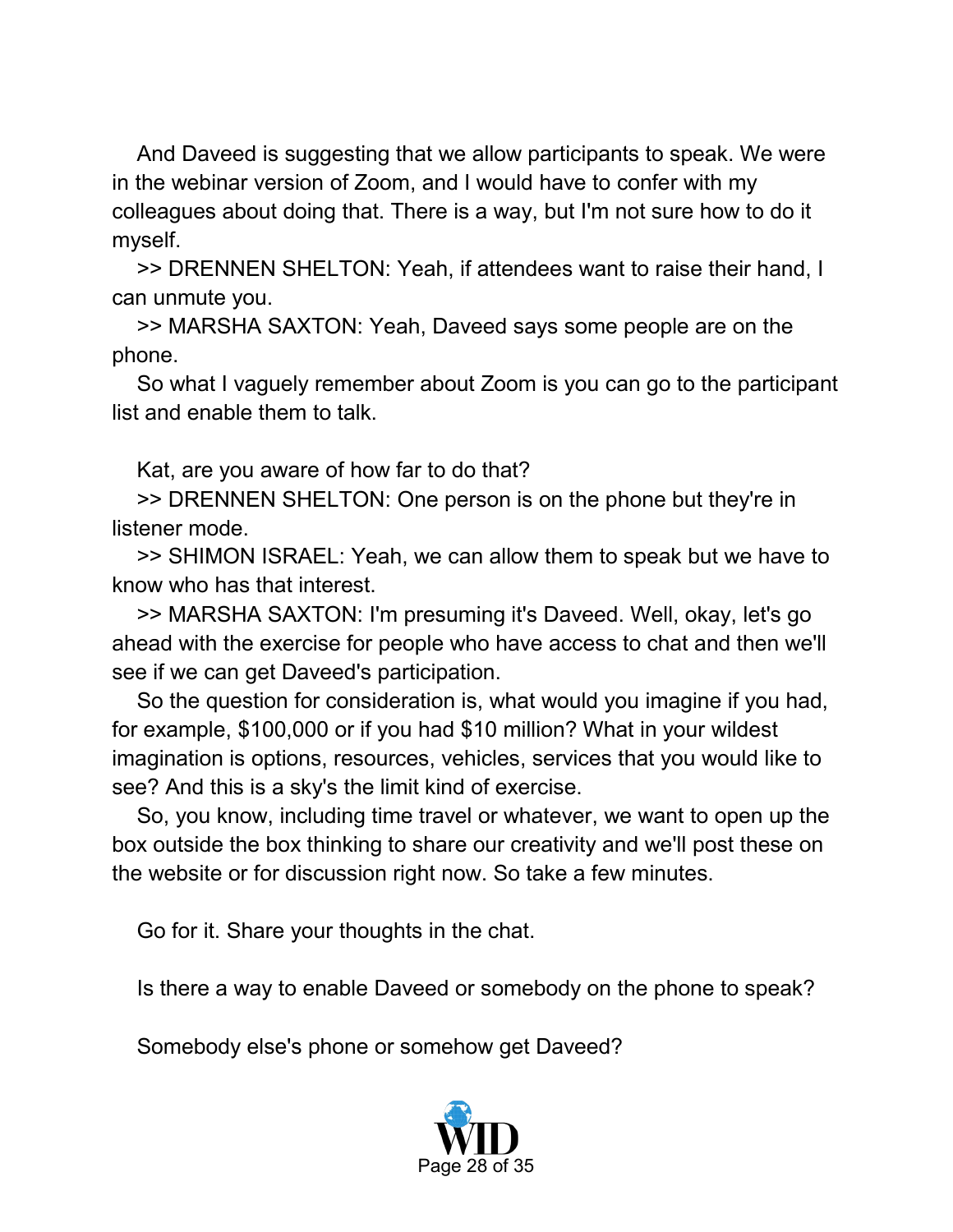And Daveed is suggesting that we allow participants to speak. We were in the webinar version of Zoom, and I would have to confer with my colleagues about doing that. There is a way, but I'm not sure how to do it myself.

>> DRENNEN SHELTON: Yeah, if attendees want to raise their hand, I can unmute you.

>> MARSHA SAXTON: Yeah, Daveed says some people are on the phone.

So what I vaguely remember about Zoom is you can go to the participant list and enable them to talk.

Kat, are you aware of how far to do that?

>> DRENNEN SHELTON: One person is on the phone but they're in listener mode.

>> SHIMON ISRAEL: Yeah, we can allow them to speak but we have to know who has that interest.

>> MARSHA SAXTON: I'm presuming it's Daveed. Well, okay, let's go ahead with the exercise for people who have access to chat and then we'll see if we can get Daveed's participation.

So the question for consideration is, what would you imagine if you had, for example, $100,000 or if you had $10 million? What in your wildest imagination is options, resources, vehicles, services that you would like to see? And this is a sky's the limit kind of exercise.

So, you know, including time travel or whatever, we want to open up the box outside the box thinking to share our creativity and we'll post these on the website or for discussion right now. So take a few minutes.

Go for it. Share your thoughts in the chat.

Is there a way to enable Daveed or somebody on the phone to speak?

Somebody else's phone or somehow get Daveed?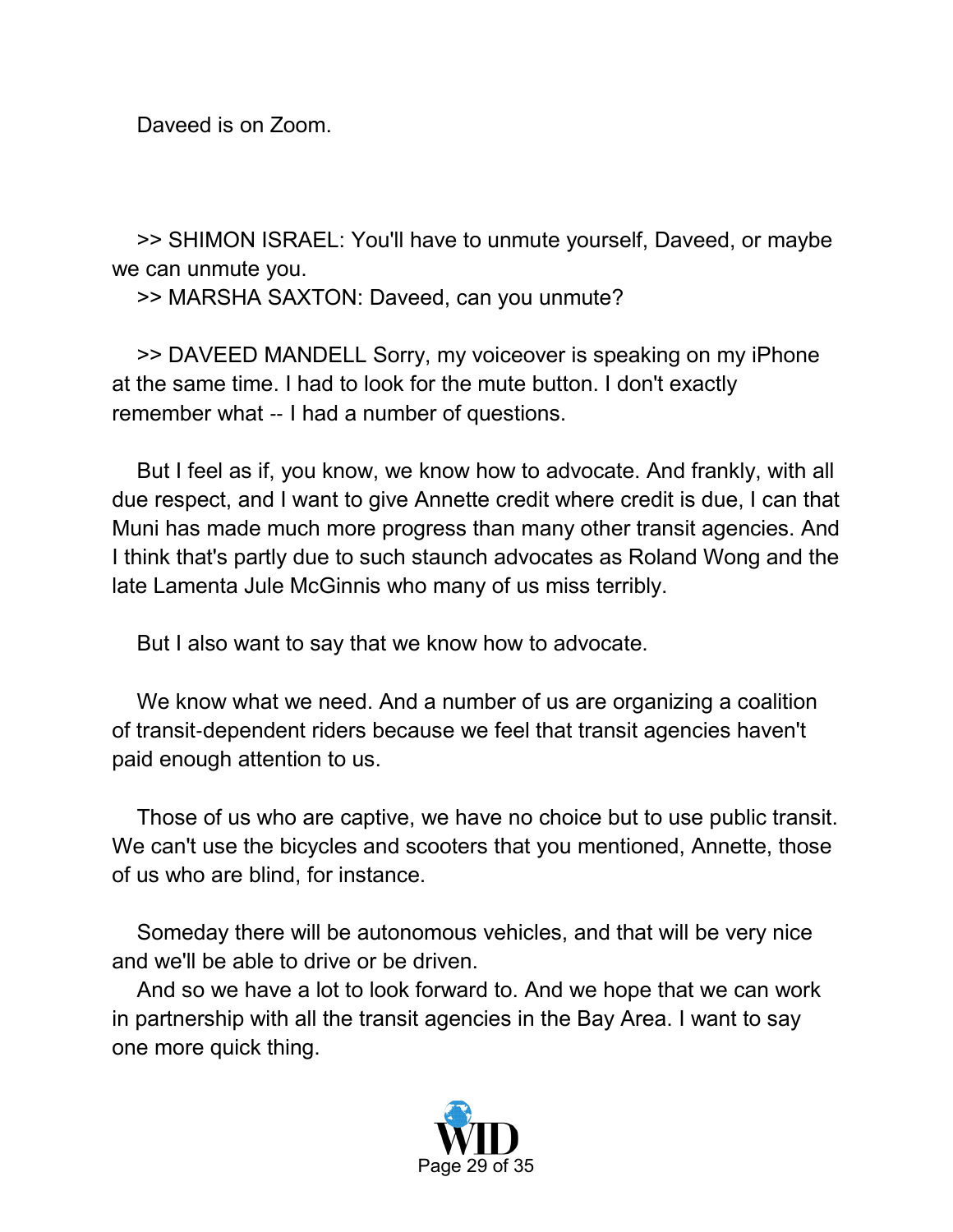Daveed is on Zoom.

>> SHIMON ISRAEL: You'll have to unmute yourself, Daveed, or maybe we can unmute you.

>> MARSHA SAXTON: Daveed, can you unmute?

>> DAVEED MANDELL Sorry, my voiceover is speaking on my iPhone at the same time. I had to look for the mute button. I don't exactly remember what -- I had a number of questions.

But I feel as if, you know, we know how to advocate. And frankly, with all due respect, and I want to give Annette credit where credit is due, I can that Muni has made much more progress than many other transit agencies. And I think that's partly due to such staunch advocates as Roland Wong and the late Lamenta Jule McGinnis who many of us miss terribly.

But I also want to say that we know how to advocate.

We know what we need. And a number of us are organizing a coalition of transit-dependent riders because we feel that transit agencies haven't paid enough attention to us.

Those of us who are captive, we have no choice but to use public transit. We can't use the bicycles and scooters that you mentioned, Annette, those of us who are blind, for instance.

Someday there will be autonomous vehicles, and that will be very nice and we'll be able to drive or be driven.

And so we have a lot to look forward to. And we hope that we can work in partnership with all the transit agencies in the Bay Area. I want to say one more quick thing.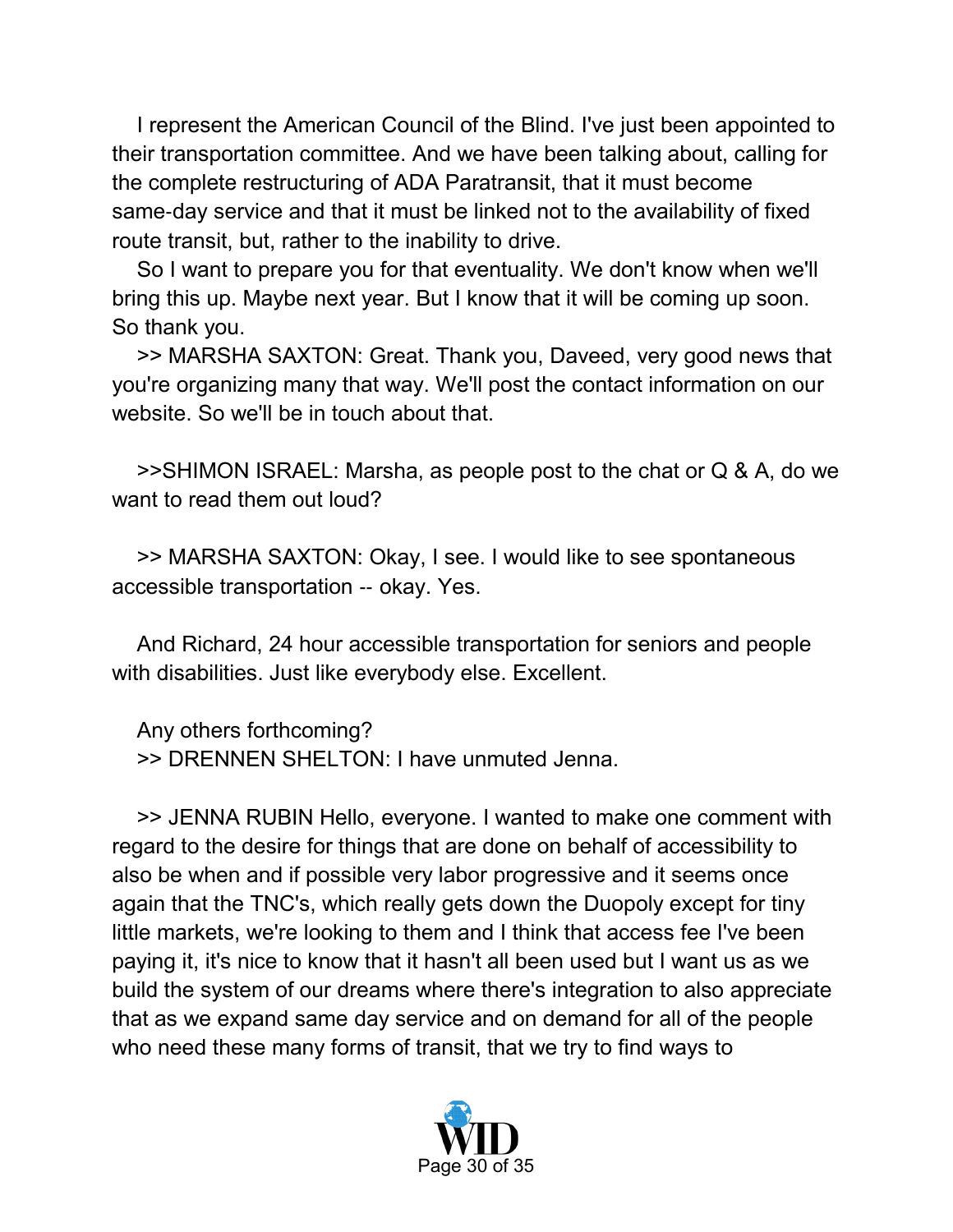I represent the American Council of the Blind. I've just been appointed to their transportation committee. And we have been talking about, calling for the complete restructuring of ADA Paratransit, that it must become same-day service and that it must be linked not to the availability of fixed route transit, but, rather to the inability to drive.

So I want to prepare you for that eventuality. We don't know when we'll bring this up. Maybe next year. But I know that it will be coming up soon. So thank you.

>> MARSHA SAXTON: Great. Thank you, Daveed, very good news that you're organizing many that way. We'll post the contact information on our website. So we'll be in touch about that.

>>SHIMON ISRAEL: Marsha, as people post to the chat or Q & A, do we want to read them out loud?

>> MARSHA SAXTON: Okay, I see. I would like to see spontaneous accessible transportation -- okay. Yes.

And Richard, 24 hour accessible transportation for seniors and people with disabilities. Just like everybody else. Excellent.

Any others forthcoming?

>> DRENNEN SHELTON: I have unmuted Jenna.

>> JENNA RUBIN Hello, everyone. I wanted to make one comment with regard to the desire for things that are done on behalf of accessibility to also be when and if possible very labor progressive and it seems once again that the TNC's, which really gets down the Duopoly except for tiny little markets, we're looking to them and I think that access fee I've been paying it, it's nice to know that it hasn't all been used but I want us as we build the system of our dreams where there's integration to also appreciate that as we expand same day service and on demand for all of the people who need these many forms of transit, that we try to find ways to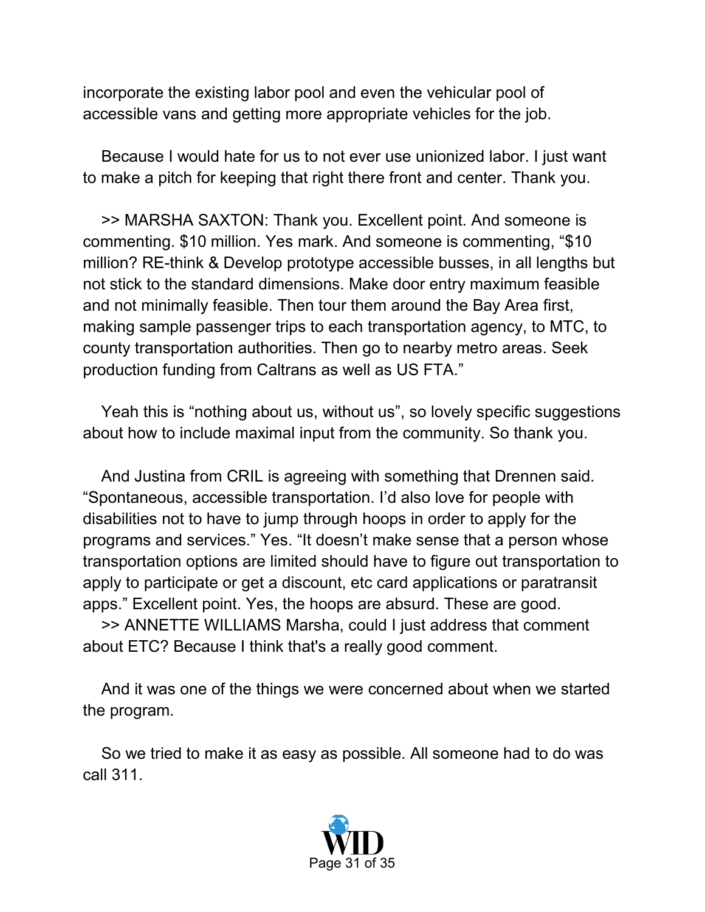incorporate the existing labor pool and even the vehicular pool of accessible vans and getting more appropriate vehicles for the job.

Because I would hate for us to not ever use unionized labor. I just want to make a pitch for keeping that right there front and center. Thank you.

>> MARSHA SAXTON: Thank you. Excellent point. And someone is commenting. $10 million. Yes mark. And someone is commenting, "$10 million? RE-think & Develop prototype accessible busses, in all lengths but not stick to the standard dimensions. Make door entry maximum feasible and not minimally feasible. Then tour them around the Bay Area first, making sample passenger trips to each transportation agency, to MTC, to county transportation authorities. Then go to nearby metro areas. Seek production funding from Caltrans as well as US FTA."

Yeah this is "nothing about us, without us", so lovely specific suggestions about how to include maximal input from the community. So thank you.

And Justina from CRIL is agreeing with something that Drennen said. "Spontaneous, accessible transportation. I'd also love for people with disabilities not to have to jump through hoops in order to apply for the programs and services." Yes. "It doesn't make sense that a person whose transportation options are limited should have to figure out transportation to apply to participate or get a discount, etc card applications or paratransit apps." Excellent point. Yes, the hoops are absurd. These are good.

>> ANNETTE WILLIAMS Marsha, could I just address that comment about ETC? Because I think that's a really good comment.

And it was one of the things we were concerned about when we started the program.

So we tried to make it as easy as possible. All someone had to do was call 311.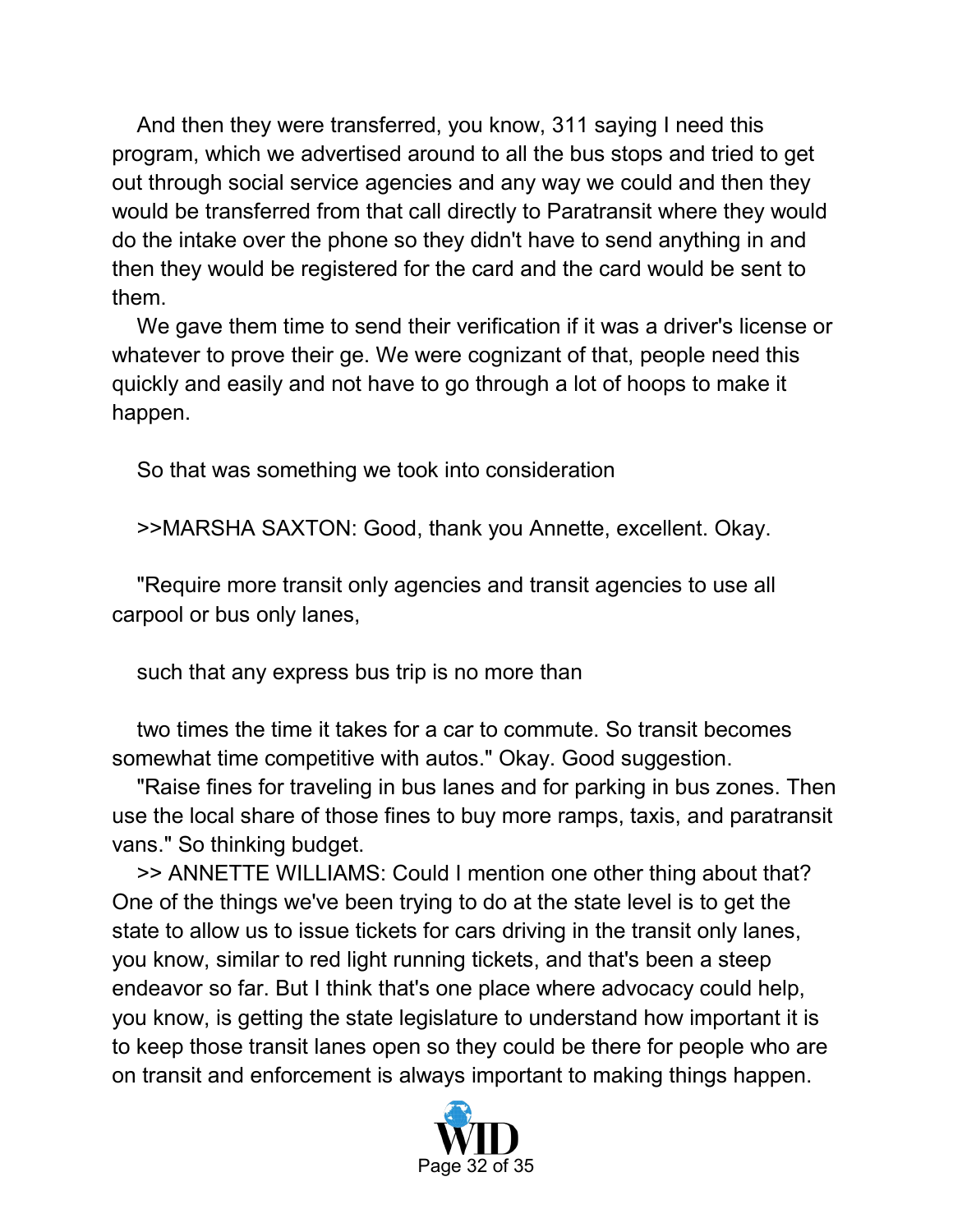And then they were transferred, you know, 311 saying I need this program, which we advertised around to all the bus stops and tried to get out through social service agencies and any way we could and then they would be transferred from that call directly to Paratransit where they would do the intake over the phone so they didn't have to send anything in and then they would be registered for the card and the card would be sent to them.

We gave them time to send their verification if it was a driver's license or whatever to prove their ge. We were cognizant of that, people need this quickly and easily and not have to go through a lot of hoops to make it happen.

So that was something we took into consideration

>>MARSHA SAXTON: Good, thank you Annette, excellent. Okay.

"Require more transit only agencies and transit agencies to use all carpool or bus only lanes,

such that any express bus trip is no more than

two times the time it takes for a car to commute. So transit becomes somewhat time competitive with autos." Okay. Good suggestion.

"Raise fines for traveling in bus lanes and for parking in bus zones. Then use the local share of those fines to buy more ramps, taxis, and paratransit vans." So thinking budget.

>> ANNETTE WILLIAMS: Could I mention one other thing about that? One of the things we've been trying to do at the state level is to get the state to allow us to issue tickets for cars driving in the transit only lanes, you know, similar to red light running tickets, and that's been a steep endeavor so far. But I think that's one place where advocacy could help, you know, is getting the state legislature to understand how important it is to keep those transit lanes open so they could be there for people who are on transit and enforcement is always important to making things happen.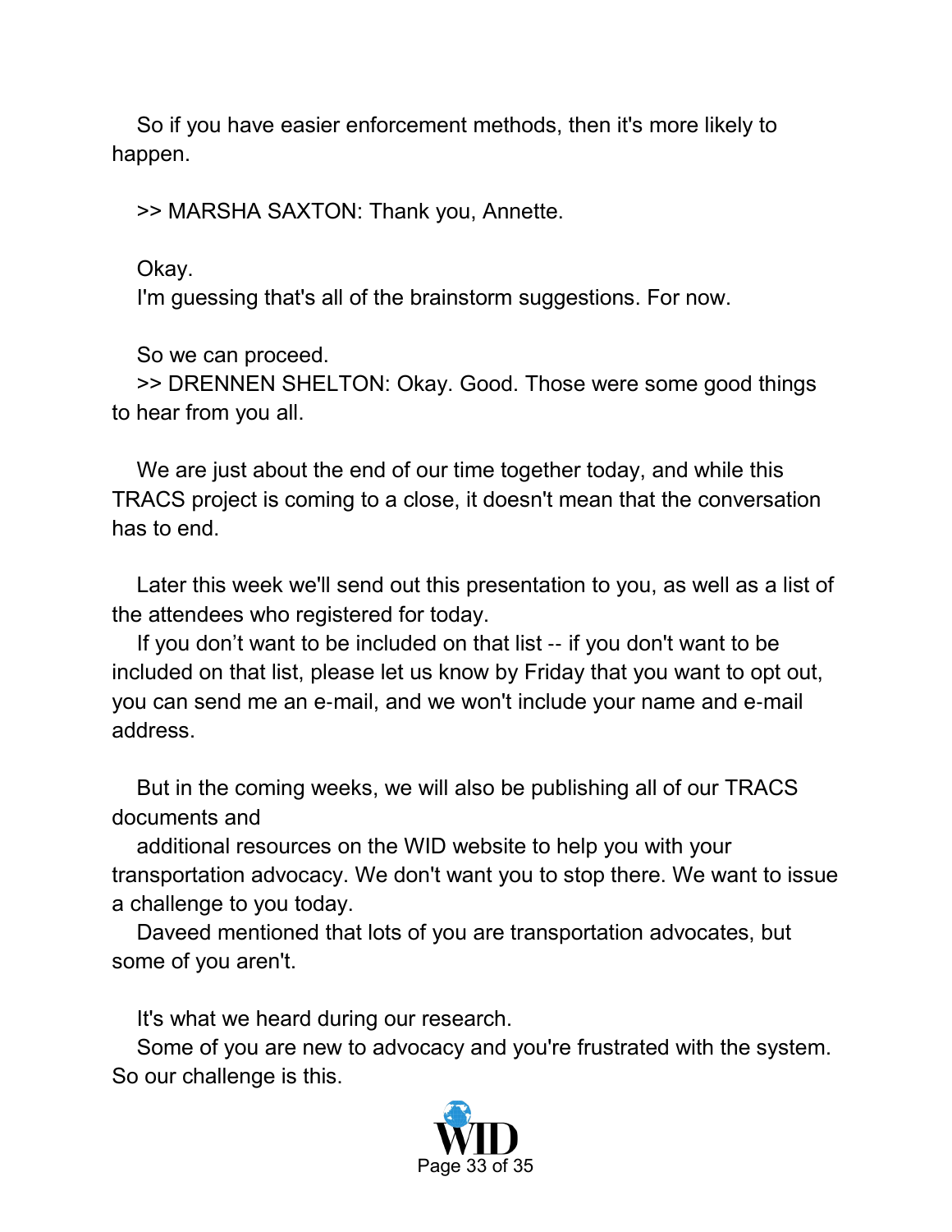So if you have easier enforcement methods, then it's more likely to happen.

>> MARSHA SAXTON: Thank you, Annette.

Okay.
I'm guessing that's all of the brainstorm suggestions. For now.

So we can proceed.
>> DRENNEN SHELTON: Okay. Good. Those were some good things to hear from you all.

We are just about the end of our time together today, and while this TRACS project is coming to a close, it doesn't mean that the conversation has to end.

Later this week we'll send out this presentation to you, as well as a list of the attendees who registered for today.
If you don't want to be included on that list -- if you don't want to be included on that list, please let us know by Friday that you want to opt out, you can send me an e-mail, and we won't include your name and e-mail address.

But in the coming weeks, we will also be publishing all of our TRACS documents and
additional resources on the WID website to help you with your transportation advocacy. We don't want you to stop there. We want to issue a challenge to you today.
Daveed mentioned that lots of you are transportation advocates, but some of you aren't.

It's what we heard during our research.
Some of you are new to advocacy and you're frustrated with the system. So our challenge is this.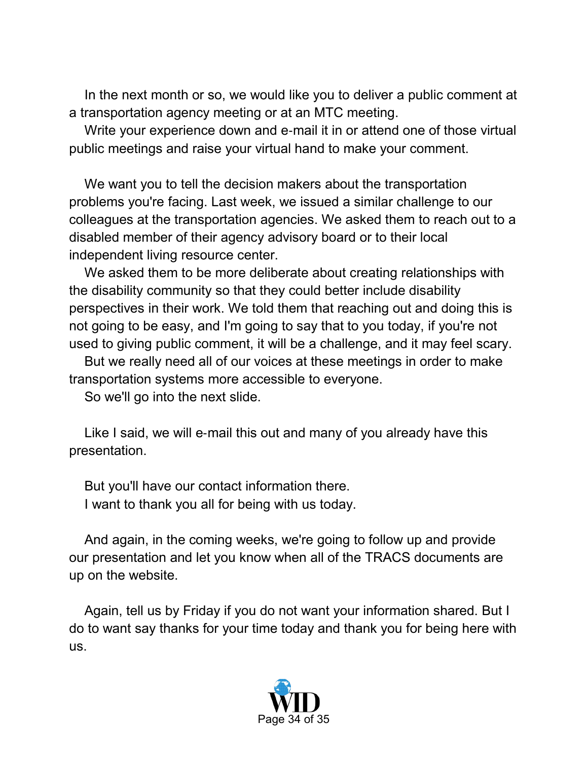In the next month or so, we would like you to deliver a public comment at a transportation agency meeting or at an MTC meeting.

Write your experience down and e-mail it in or attend one of those virtual public meetings and raise your virtual hand to make your comment.

We want you to tell the decision makers about the transportation problems you're facing. Last week, we issued a similar challenge to our colleagues at the transportation agencies. We asked them to reach out to a disabled member of their agency advisory board or to their local independent living resource center.

We asked them to be more deliberate about creating relationships with the disability community so that they could better include disability perspectives in their work. We told them that reaching out and doing this is not going to be easy, and I'm going to say that to you today, if you're not used to giving public comment, it will be a challenge, and it may feel scary.

But we really need all of our voices at these meetings in order to make transportation systems more accessible to everyone.

So we'll go into the next slide.

Like I said, we will e-mail this out and many of you already have this presentation.

But you'll have our contact information there.

I want to thank you all for being with us today.

And again, in the coming weeks, we're going to follow up and provide our presentation and let you know when all of the TRACS documents are up on the website.

Again, tell us by Friday if you do not want your information shared. But I do to want say thanks for your time today and thank you for being here with us.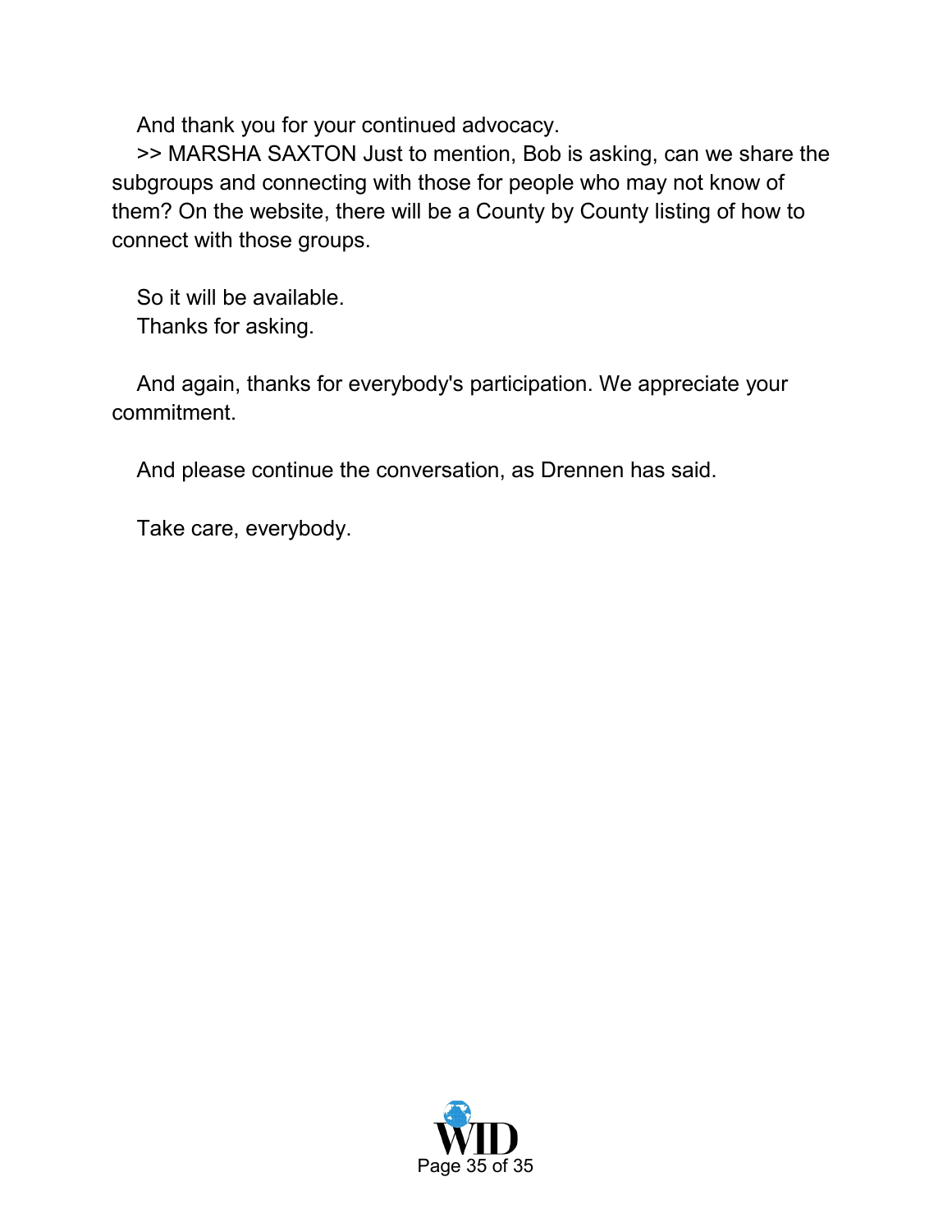And thank you for your continued advocacy.

>> MARSHA SAXTON Just to mention, Bob is asking, can we share the subgroups and connecting with those for people who may not know of them? On the website, there will be a County by County listing of how to connect with those groups.

So it will be available.
Thanks for asking.

And again, thanks for everybody's participation. We appreciate your commitment.

And please continue the conversation, as Drennen has said.

Take care, everybody.